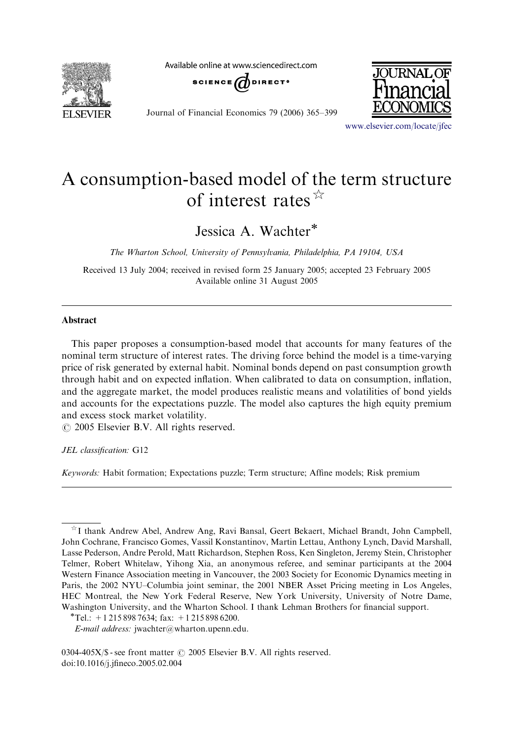# A consumption-based model of the term structure of interest rates ☆

Jessica A. Wachter*

*The Wharton School, University of Pennsylvania, Philadelphia, PA 19104, USA*

Received 13 July 2004; received in revised form 25 January 2005; accepted 23 February 2005
Available online 31 August 2005

## Abstract

This paper proposes a consumption-based model that accounts for many features of the nominal term structure of interest rates. The driving force behind the model is a time-varying price of risk generated by external habit. Nominal bonds depend on past consumption growth through habit and on expected inflation. When calibrated to data on consumption, inflation, and the aggregate market, the model produces realistic means and volatilities of bond yields and accounts for the expectations puzzle. The model also captures the high equity premium and excess stock market volatility.
© 2005 Elsevier B.V. All rights reserved.

*JEL classification:* G12

*Keywords:* Habit formation; Expectations puzzle; Term structure; Affine models; Risk premium

---

☆ I thank Andrew Abel, Andrew Ang, Ravi Bansal, Geert Bekaert, Michael Brandt, John Campbell, John Cochrane, Francisco Gomes, Vassil Konstantinov, Martin Lettau, Anthony Lynch, David Marshall, Lasse Pederson, Andre Perold, Matt Richardson, Stephen Ross, Ken Singleton, Jeremy Stein, Christopher Telmer, Robert Whitelaw, Yihong Xia, an anonymous referee, and seminar participants at the 2004 Western Finance Association meeting in Vancouver, the 2003 Society for Economic Dynamics meeting in Paris, the 2002 NYU–Columbia joint seminar, the 2001 NBER Asset Pricing meeting in Los Angeles, HEC Montreal, the New York Federal Reserve, New York University, University of Notre Dame, Washington University, and the Wharton School. I thank Lehman Brothers for financial support.

*Tel.: +1 215 898 7634; fax: +1 215 898 6200.
*E-mail address:* jwachter@wharton.upenn.edu.

0304-405X/$ - see front matter © 2005 Elsevier B.V. All rights reserved.
doi:10.1016/j.jfineco.2005.02.004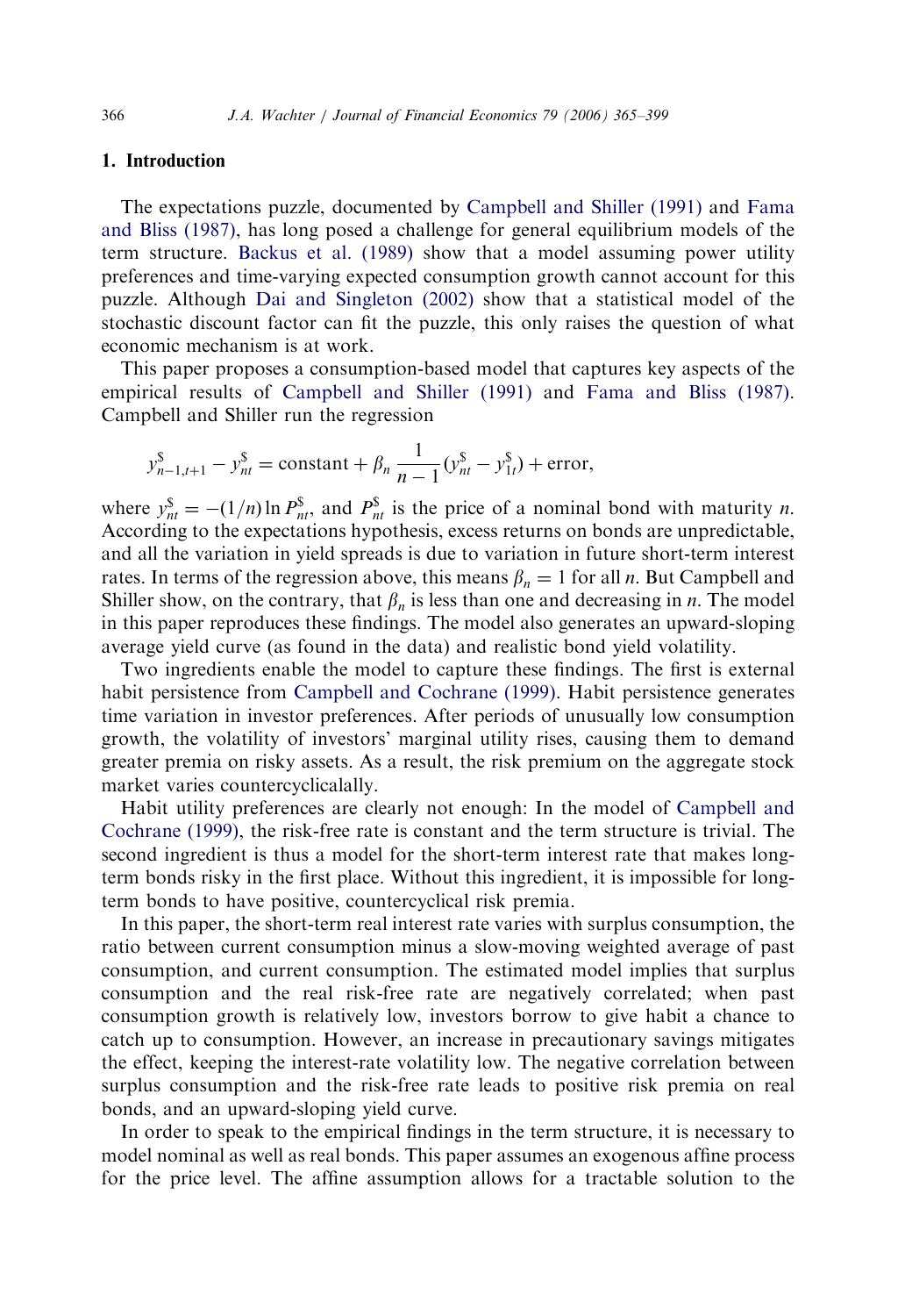## 1. Introduction

The expectations puzzle, documented by Campbell and Shiller (1991) and Fama and Bliss (1987), has long posed a challenge for general equilibrium models of the term structure. Backus et al. (1989) show that a model assuming power utility preferences and time-varying expected consumption growth cannot account for this puzzle. Although Dai and Singleton (2002) show that a statistical model of the stochastic discount factor can fit the puzzle, this only raises the question of what economic mechanism is at work.

This paper proposes a consumption-based model that captures key aspects of the empirical results of Campbell and Shiller (1991) and Fama and Bliss (1987). Campbell and Shiller run the regression

$$y^{\$}_{n-1,t+1} - y^{\$}_{nt} = \text{constant} + \beta_n \frac{1}{n-1}(y^{\$}_{nt} - y^{\$}_{1t}) + \text{error},$$

where $y^{\$}_{nt} = -(1/n)\ln P^{\$}_{nt}$, and $P^{\$}_{nt}$ is the price of a nominal bond with maturity $n$. According to the expectations hypothesis, excess returns on bonds are unpredictable, and all the variation in yield spreads is due to variation in future short-term interest rates. In terms of the regression above, this means $\beta_n = 1$ for all $n$. But Campbell and Shiller show, on the contrary, that $\beta_n$ is less than one and decreasing in $n$. The model in this paper reproduces these findings. The model also generates an upward-sloping average yield curve (as found in the data) and realistic bond yield volatility.

Two ingredients enable the model to capture these findings. The first is external habit persistence from Campbell and Cochrane (1999). Habit persistence generates time variation in investor preferences. After periods of unusually low consumption growth, the volatility of investors' marginal utility rises, causing them to demand greater premia on risky assets. As a result, the risk premium on the aggregate stock market varies countercyclicalally.

Habit utility preferences are clearly not enough: In the model of Campbell and Cochrane (1999), the risk-free rate is constant and the term structure is trivial. The second ingredient is thus a model for the short-term interest rate that makes long-term bonds risky in the first place. Without this ingredient, it is impossible for long-term bonds to have positive, countercyclical risk premia.

In this paper, the short-term real interest rate varies with surplus consumption, the ratio between current consumption minus a slow-moving weighted average of past consumption, and current consumption. The estimated model implies that surplus consumption and the real risk-free rate are negatively correlated; when past consumption growth is relatively low, investors borrow to give habit a chance to catch up to consumption. However, an increase in precautionary savings mitigates the effect, keeping the interest-rate volatility low. The negative correlation between surplus consumption and the risk-free rate leads to positive risk premia on real bonds, and an upward-sloping yield curve.

In order to speak to the empirical findings in the term structure, it is necessary to model nominal as well as real bonds. This paper assumes an exogenous affine process for the price level. The affine assumption allows for a tractable solution to the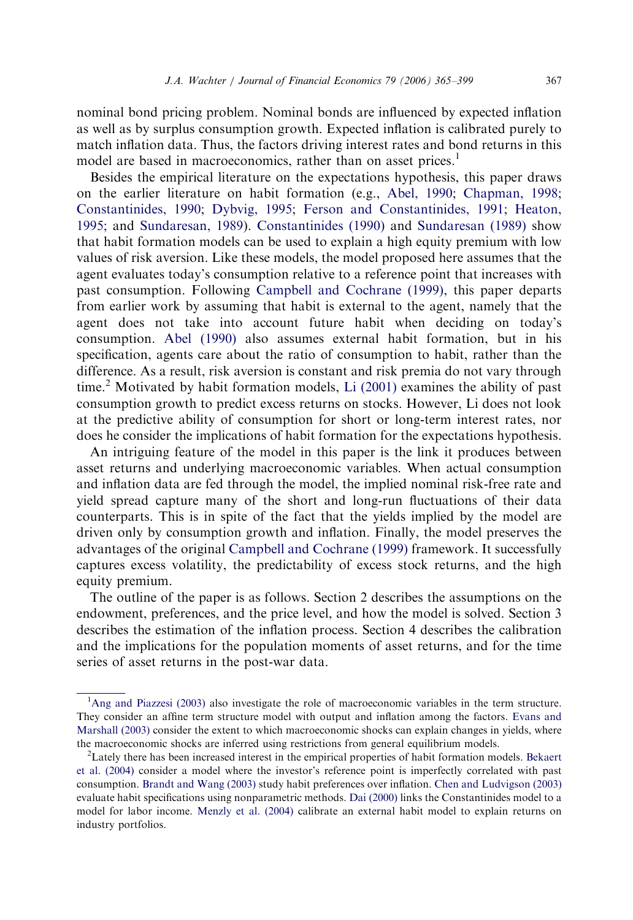nominal bond pricing problem. Nominal bonds are influenced by expected inflation as well as by surplus consumption growth. Expected inflation is calibrated purely to match inflation data. Thus, the factors driving interest rates and bond returns in this model are based in macroeconomics, rather than on asset prices.[1]

Besides the empirical literature on the expectations hypothesis, this paper draws on the earlier literature on habit formation (e.g., Abel, 1990; Chapman, 1998; Constantinides, 1990; Dybvig, 1995; Ferson and Constantinides, 1991; Heaton, 1995; and Sundaresan, 1989). Constantinides (1990) and Sundaresan (1989) show that habit formation models can be used to explain a high equity premium with low values of risk aversion. Like these models, the model proposed here assumes that the agent evaluates today's consumption relative to a reference point that increases with past consumption. Following Campbell and Cochrane (1999), this paper departs from earlier work by assuming that habit is external to the agent, namely that the agent does not take into account future habit when deciding on today's consumption. Abel (1990) also assumes external habit formation, but in his specification, agents care about the ratio of consumption to habit, rather than the difference. As a result, risk aversion is constant and risk premia do not vary through time.[2] Motivated by habit formation models, Li (2001) examines the ability of past consumption growth to predict excess returns on stocks. However, Li does not look at the predictive ability of consumption for short or long-term interest rates, nor does he consider the implications of habit formation for the expectations hypothesis.

An intriguing feature of the model in this paper is the link it produces between asset returns and underlying macroeconomic variables. When actual consumption and inflation data are fed through the model, the implied nominal risk-free rate and yield spread capture many of the short and long-run fluctuations of their data counterparts. This is in spite of the fact that the yields implied by the model are driven only by consumption growth and inflation. Finally, the model preserves the advantages of the original Campbell and Cochrane (1999) framework. It successfully captures excess volatility, the predictability of excess stock returns, and the high equity premium.

The outline of the paper is as follows. Section 2 describes the assumptions on the endowment, preferences, and the price level, and how the model is solved. Section 3 describes the estimation of the inflation process. Section 4 describes the calibration and the implications for the population moments of asset returns, and for the time series of asset returns in the post-war data.

---

[1] Ang and Piazzesi (2003) also investigate the role of macroeconomic variables in the term structure. They consider an affine term structure model with output and inflation among the factors. Evans and Marshall (2003) consider the extent to which macroeconomic shocks can explain changes in yields, where the macroeconomic shocks are inferred using restrictions from general equilibrium models.

[2] Lately there has been increased interest in the empirical properties of habit formation models. Bekaert et al. (2004) consider a model where the investor's reference point is imperfectly correlated with past consumption. Brandt and Wang (2003) study habit preferences over inflation. Chen and Ludvigson (2003) evaluate habit specifications using nonparametric methods. Dai (2000) links the Constantinides model to a model for labor income. Menzly et al. (2004) calibrate an external habit model to explain returns on industry portfolios.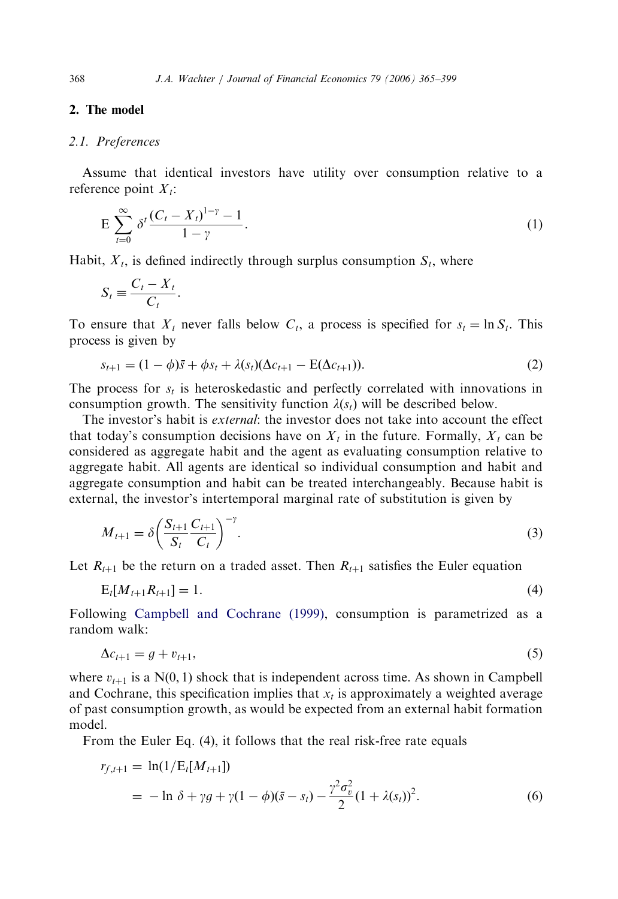## 2. The model

### 2.1. Preferences

Assume that identical investors have utility over consumption relative to a reference point $X_t$:

$$\mathrm{E}\sum_{t=0}^{\infty}\delta^t\frac{(C_t - X_t)^{1-\gamma}-1}{1-\gamma}. \tag{1}$$

Habit, $X_t$, is defined indirectly through surplus consumption $S_t$, where

$$S_t \equiv \frac{C_t - X_t}{C_t}.$$

To ensure that $X_t$ never falls below $C_t$, a process is specified for $s_t = \ln S_t$. This process is given by

$$s_{t+1} = (1-\phi)\bar{s} + \phi s_t + \lambda(s_t)(\Delta c_{t+1} - \mathrm{E}(\Delta c_{t+1})). \tag{2}$$

The process for $s_t$ is heteroskedastic and perfectly correlated with innovations in consumption growth. The sensitivity function $\lambda(s_t)$ will be described below.

The investor's habit is *external*: the investor does not take into account the effect that today's consumption decisions have on $X_t$ in the future. Formally, $X_t$ can be considered as aggregate habit and the agent as evaluating consumption relative to aggregate habit. All agents are identical so individual consumption and habit and aggregate consumption and habit can be treated interchangeably. Because habit is external, the investor's intertemporal marginal rate of substitution is given by

$$M_{t+1} = \delta\left(\frac{S_{t+1}}{S_t}\frac{C_{t+1}}{C_t}\right)^{-\gamma}. \tag{3}$$

Let $R_{t+1}$ be the return on a traded asset. Then $R_{t+1}$ satisfies the Euler equation

$$\mathrm{E}_t[M_{t+1}R_{t+1}] = 1. \tag{4}$$

Following Campbell and Cochrane (1999), consumption is parametrized as a random walk:

$$\Delta c_{t+1} = g + v_{t+1}, \tag{5}$$

where $v_{t+1}$ is a N(0, 1) shock that is independent across time. As shown in Campbell and Cochrane, this specification implies that $x_t$ is approximately a weighted average of past consumption growth, as would be expected from an external habit formation model.

From the Euler Eq. (4), it follows that the real risk-free rate equals

$$\begin{aligned} r_{f,t+1} &= \ln(1/\mathrm{E}_t[M_{t+1}]) \\ &= -\ln\delta + \gamma g + \gamma(1-\phi)(\bar{s} - s_t) - \frac{\gamma^2\sigma_v^2}{2}(1+\lambda(s_t))^2. \end{aligned} \tag{6}$$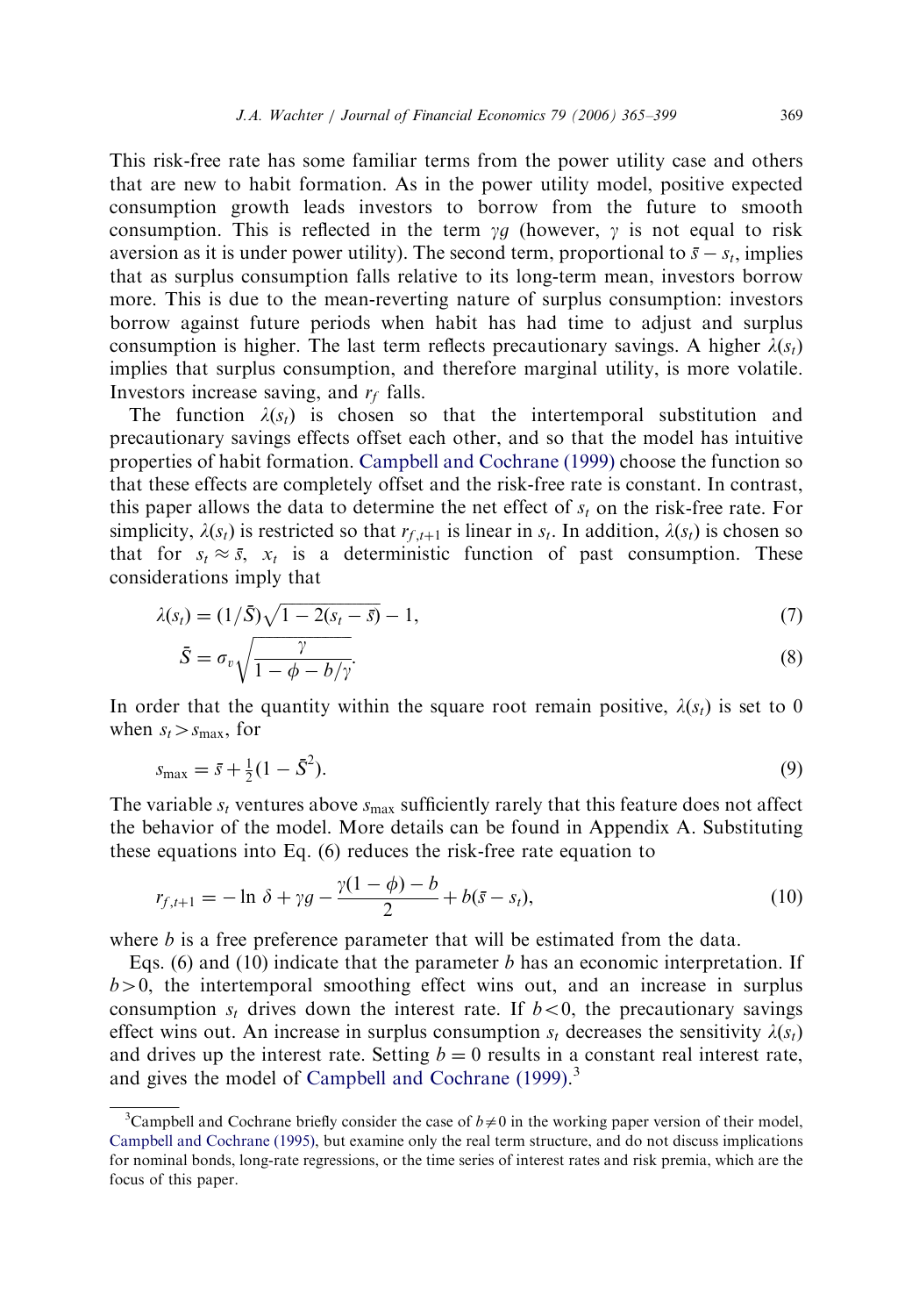This risk-free rate has some familiar terms from the power utility case and others that are new to habit formation. As in the power utility model, positive expected consumption growth leads investors to borrow from the future to smooth consumption. This is reflected in the term $\gamma g$ (however, $\gamma$ is not equal to risk aversion as it is under power utility). The second term, proportional to $\bar{s} - s_t$, implies that as surplus consumption falls relative to its long-term mean, investors borrow more. This is due to the mean-reverting nature of surplus consumption: investors borrow against future periods when habit has had time to adjust and surplus consumption is higher. The last term reflects precautionary savings. A higher $\lambda(s_t)$ implies that surplus consumption, and therefore marginal utility, is more volatile. Investors increase saving, and $r_f$ falls.

The function $\lambda(s_t)$ is chosen so that the intertemporal substitution and precautionary savings effects offset each other, and so that the model has intuitive properties of habit formation. Campbell and Cochrane (1999) choose the function so that these effects are completely offset and the risk-free rate is constant. In contrast, this paper allows the data to determine the net effect of $s_t$ on the risk-free rate. For simplicity, $\lambda(s_t)$ is restricted so that $r_{f,t+1}$ is linear in $s_t$. In addition, $\lambda(s_t)$ is chosen so that for $s_t \approx \bar{s}$, $x_t$ is a deterministic function of past consumption. These considerations imply that

$$\lambda(s_t) = (1/\bar{S})\sqrt{1 - 2(s_t - \bar{s})} - 1, \tag{7}$$

$$\bar{S} = \sigma_v \sqrt{\frac{\gamma}{1 - \phi - b/\gamma}}. \tag{8}$$

In order that the quantity within the square root remain positive, $\lambda(s_t)$ is set to 0 when $s_t > s_{\max}$, for

$$s_{\max} = \bar{s} + \tfrac{1}{2}(1 - \bar{S}^2). \tag{9}$$

The variable $s_t$ ventures above $s_{\max}$ sufficiently rarely that this feature does not affect the behavior of the model. More details can be found in Appendix A. Substituting these equations into Eq. (6) reduces the risk-free rate equation to

$$r_{f,t+1} = -\ln \delta + \gamma g - \frac{\gamma(1 - \phi) - b}{2} + b(\bar{s} - s_t), \tag{10}$$

where $b$ is a free preference parameter that will be estimated from the data.

Eqs. (6) and (10) indicate that the parameter $b$ has an economic interpretation. If $b > 0$, the intertemporal smoothing effect wins out, and an increase in surplus consumption $s_t$ drives down the interest rate. If $b < 0$, the precautionary savings effect wins out. An increase in surplus consumption $s_t$ decreases the sensitivity $\lambda(s_t)$ and drives up the interest rate. Setting $b = 0$ results in a constant real interest rate, and gives the model of Campbell and Cochrane (1999).[3]

[3] Campbell and Cochrane briefly consider the case of $b \neq 0$ in the working paper version of their model, Campbell and Cochrane (1995), but examine only the real term structure, and do not discuss implications for nominal bonds, long-rate regressions, or the time series of interest rates and risk premia, which are the focus of this paper.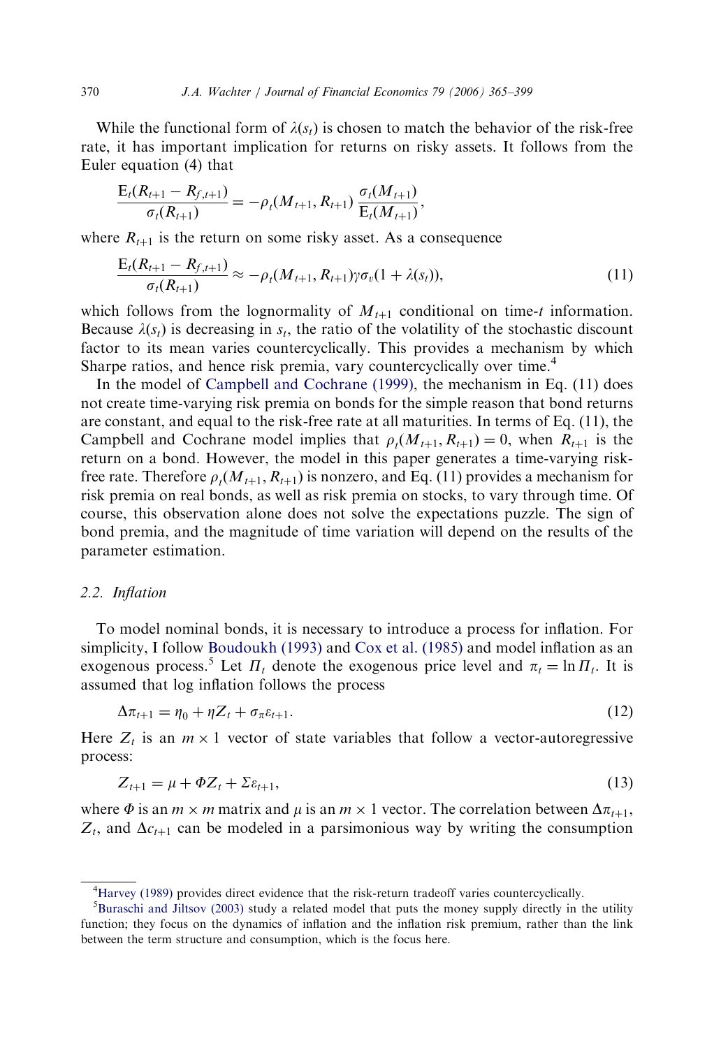While the functional form of $\lambda(s_t)$ is chosen to match the behavior of the risk-free rate, it has important implication for returns on risky assets. It follows from the Euler equation (4) that

$$\frac{\mathrm{E}_t(R_{t+1} - R_{f,t+1})}{\sigma_t(R_{t+1})} = -\rho_t(M_{t+1}, R_{t+1}) \frac{\sigma_t(M_{t+1})}{\mathrm{E}_t(M_{t+1})},$$

where $R_{t+1}$ is the return on some risky asset. As a consequence

$$\frac{\mathrm{E}_t(R_{t+1} - R_{f,t+1})}{\sigma_t(R_{t+1})} \approx -\rho_t(M_{t+1}, R_{t+1})\gamma\sigma_v(1 + \lambda(s_t)), \tag{11}$$

which follows from the lognormality of $M_{t+1}$ conditional on time-$t$ information. Because $\lambda(s_t)$ is decreasing in $s_t$, the ratio of the volatility of the stochastic discount factor to its mean varies countercyclically. This provides a mechanism by which Sharpe ratios, and hence risk premia, vary countercyclically over time.[4]

In the model of Campbell and Cochrane (1999), the mechanism in Eq. (11) does not create time-varying risk premia on bonds for the simple reason that bond returns are constant, and equal to the risk-free rate at all maturities. In terms of Eq. (11), the Campbell and Cochrane model implies that $\rho_t(M_{t+1}, R_{t+1}) = 0$, when $R_{t+1}$ is the return on a bond. However, the model in this paper generates a time-varying risk-free rate. Therefore $\rho_t(M_{t+1}, R_{t+1})$ is nonzero, and Eq. (11) provides a mechanism for risk premia on real bonds, as well as risk premia on stocks, to vary through time. Of course, this observation alone does not solve the expectations puzzle. The sign of bond premia, and the magnitude of time variation will depend on the results of the parameter estimation.

### 2.2. *Inflation*

To model nominal bonds, it is necessary to introduce a process for inflation. For simplicity, I follow Boudoukh (1993) and Cox et al. (1985) and model inflation as an exogenous process.[5] Let $\Pi_t$ denote the exogenous price level and $\pi_t = \ln \Pi_t$. It is assumed that log inflation follows the process

$$\Delta\pi_{t+1} = \eta_0 + \eta Z_t + \sigma_\pi \varepsilon_{t+1}. \tag{12}$$

Here $Z_t$ is an $m \times 1$ vector of state variables that follow a vector-autoregressive process:

$$Z_{t+1} = \mu + \Phi Z_t + \Sigma \varepsilon_{t+1}, \tag{13}$$

where $\Phi$ is an $m \times m$ matrix and $\mu$ is an $m \times 1$ vector. The correlation between $\Delta\pi_{t+1}$, $Z_t$, and $\Delta c_{t+1}$ can be modeled in a parsimonious way by writing the consumption

---

[4] Harvey (1989) provides direct evidence that the risk-return tradeoff varies countercyclically.

[5] Buraschi and Jiltsov (2003) study a related model that puts the money supply directly in the utility function; they focus on the dynamics of inflation and the inflation risk premium, rather than the link between the term structure and consumption, which is the focus here.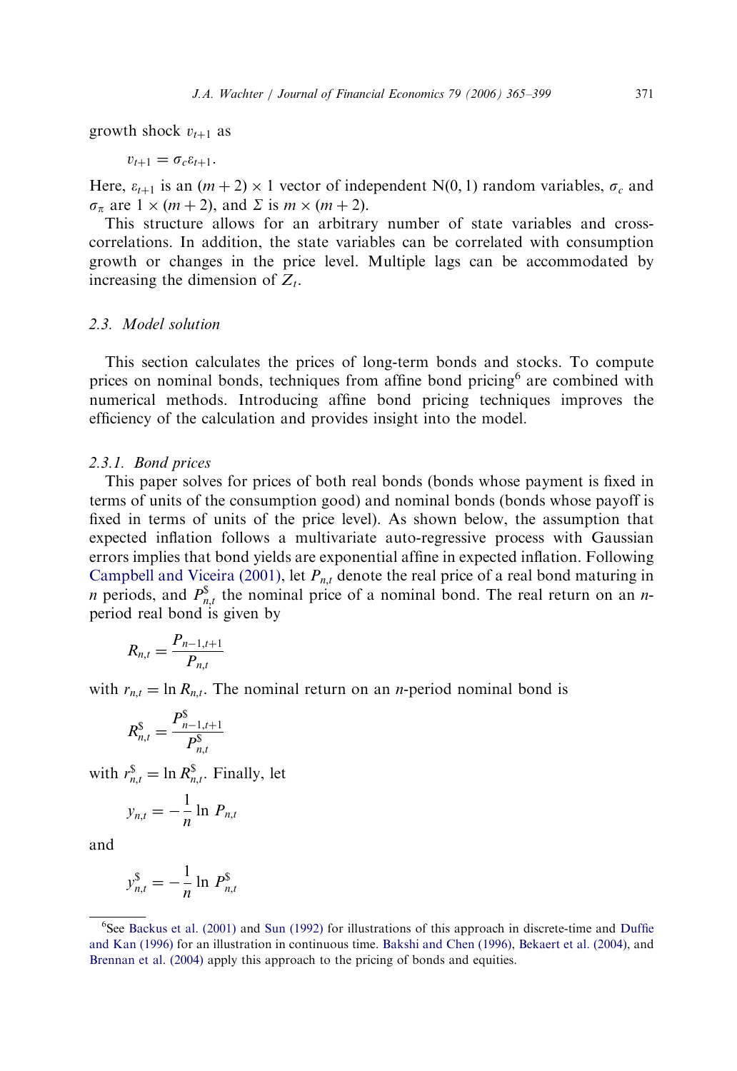growth shock $v_{t+1}$ as

$$v_{t+1} = \sigma_c \varepsilon_{t+1}.$$

Here, $\varepsilon_{t+1}$ is an $(m+2) \times 1$ vector of independent N(0, 1) random variables, $\sigma_c$ and $\sigma_\pi$ are $1 \times (m+2)$, and $\Sigma$ is $m \times (m+2)$.

This structure allows for an arbitrary number of state variables and cross-correlations. In addition, the state variables can be correlated with consumption growth or changes in the price level. Multiple lags can be accommodated by increasing the dimension of $Z_t$.

### 2.3. Model solution

This section calculates the prices of long-term bonds and stocks. To compute prices on nominal bonds, techniques from affine bond pricing[6] are combined with numerical methods. Introducing affine bond pricing techniques improves the efficiency of the calculation and provides insight into the model.

#### 2.3.1. Bond prices

This paper solves for prices of both real bonds (bonds whose payment is fixed in terms of units of the consumption good) and nominal bonds (bonds whose payoff is fixed in terms of units of the price level). As shown below, the assumption that expected inflation follows a multivariate auto-regressive process with Gaussian errors implies that bond yields are exponential affine in expected inflation. Following Campbell and Viceira (2001), let $P_{n,t}$ denote the real price of a real bond maturing in $n$ periods, and $P^{\$}_{n,t}$ the nominal price of a nominal bond. The real return on an $n$-period real bond is given by

$$R_{n,t} = \frac{P_{n-1,t+1}}{P_{n,t}}$$

with $r_{n,t} = \ln R_{n,t}$. The nominal return on an $n$-period nominal bond is

$$R^{\$}_{n,t} = \frac{P^{\$}_{n-1,t+1}}{P^{\$}_{n,t}}$$

with $r^{\$}_{n,t} = \ln R^{\$}_{n,t}$. Finally, let

$$y_{n,t} = -\frac{1}{n} \ln P_{n,t}$$

and

$$y^{\$}_{n,t} = -\frac{1}{n} \ln P^{\$}_{n,t}$$

---

[6] See Backus et al. (2001) and Sun (1992) for illustrations of this approach in discrete-time and Duffie and Kan (1996) for an illustration in continuous time. Bakshi and Chen (1996), Bekaert et al. (2004), and Brennan et al. (2004) apply this approach to the pricing of bonds and equities.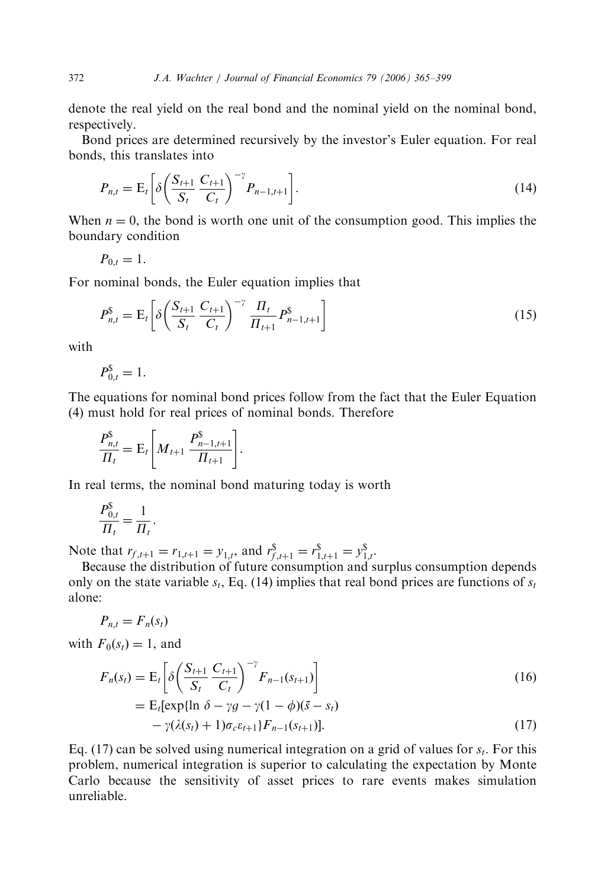denote the real yield on the real bond and the nominal yield on the nominal bond, respectively.

Bond prices are determined recursively by the investor's Euler equation. For real bonds, this translates into

$$P_{n,t} = \mathrm{E}_t\left[\delta\left(\frac{S_{t+1}}{S_t}\frac{C_{t+1}}{C_t}\right)^{-\gamma} P_{n-1,t+1}\right]. \tag{14}$$

When $n = 0$, the bond is worth one unit of the consumption good. This implies the boundary condition

$$P_{0,t} = 1.$$

For nominal bonds, the Euler equation implies that

$$P^{\$}_{n,t} = \mathrm{E}_t\left[\delta\left(\frac{S_{t+1}}{S_t}\frac{C_{t+1}}{C_t}\right)^{-\gamma} \frac{\Pi_t}{\Pi_{t+1}} P^{\$}_{n-1,t+1}\right] \tag{15}$$

with

$$P^{\$}_{0,t} = 1.$$

The equations for nominal bond prices follow from the fact that the Euler Equation (4) must hold for real prices of nominal bonds. Therefore

$$\frac{P^{\$}_{n,t}}{\Pi_t} = \mathrm{E}_t\left[M_{t+1}\frac{P^{\$}_{n-1,t+1}}{\Pi_{t+1}}\right].$$

In real terms, the nominal bond maturing today is worth

$$\frac{P^{\$}_{0,t}}{\Pi_t} = \frac{1}{\Pi_t}.$$

Note that $r_{f,t+1} = r_{1,t+1} = y_{1,t}$, and $r^{\$}_{f,t+1} = r^{\$}_{1,t+1} = y^{\$}_{1,t}$.

Because the distribution of future consumption and surplus consumption depends only on the state variable $s_t$, Eq. (14) implies that real bond prices are functions of $s_t$ alone:

$$P_{n,t} = F_n(s_t)$$

with $F_0(s_t) = 1$, and

$$\begin{aligned} F_n(s_t) &= \mathrm{E}_t\left[\delta\left(\frac{S_{t+1}}{S_t}\frac{C_{t+1}}{C_t}\right)^{-\gamma} F_{n-1}(s_{t+1})\right] && (16)\\ &= \mathrm{E}_t[\exp\{\ln\delta - \gamma g - \gamma(1-\phi)(\bar{s} - s_t) \\ &\quad - \gamma(\lambda(s_t)+1)\sigma_c\varepsilon_{t+1}\}F_{n-1}(s_{t+1})]. && (17) \end{aligned}$$

Eq. (17) can be solved using numerical integration on a grid of values for $s_t$. For this problem, numerical integration is superior to calculating the expectation by Monte Carlo because the sensitivity of asset prices to rare events makes simulation unreliable.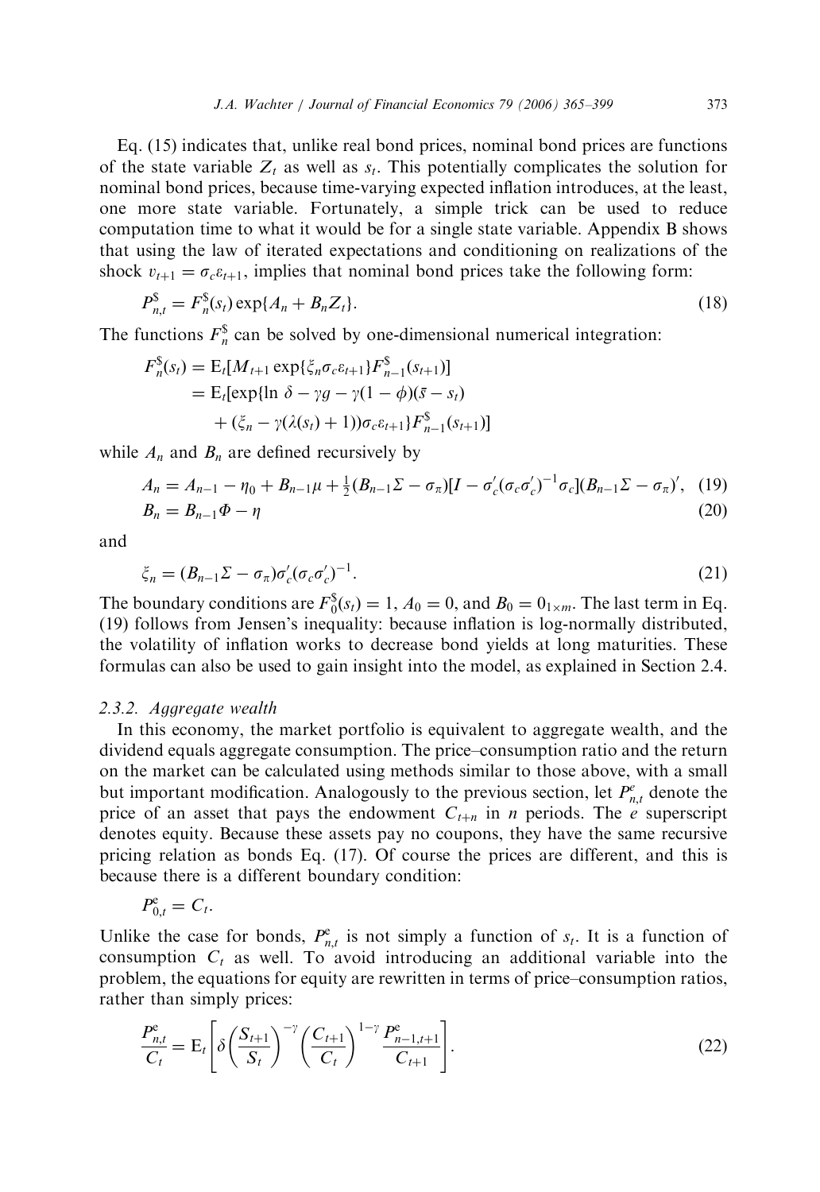Eq. (15) indicates that, unlike real bond prices, nominal bond prices are functions of the state variable $Z_t$ as well as $s_t$. This potentially complicates the solution for nominal bond prices, because time-varying expected inflation introduces, at the least, one more state variable. Fortunately, a simple trick can be used to reduce computation time to what it would be for a single state variable. Appendix B shows that using the law of iterated expectations and conditioning on realizations of the shock $v_{t+1} = \sigma_c \varepsilon_{t+1}$, implies that nominal bond prices take the following form:

$$P^{\$}_{n,t} = F^{\$}_n(s_t) \exp\{A_n + B_n Z_t\}. \tag{18}$$

The functions $F^{\$}_n$ can be solved by one-dimensional numerical integration:

$$\begin{aligned} F^{\$}_n(s_t) &= \mathrm{E}_t[M_{t+1} \exp\{\xi_n \sigma_c \varepsilon_{t+1}\} F^{\$}_{n-1}(s_{t+1})] \\ &= \mathrm{E}_t[\exp\{\ln \delta - \gamma g - \gamma(1-\phi)(\bar{s} - s_t) \\ &\quad + (\xi_n - \gamma(\lambda(s_t) + 1))\sigma_c \varepsilon_{t+1}\} F^{\$}_{n-1}(s_{t+1})] \end{aligned}$$

while $A_n$ and $B_n$ are defined recursively by

$$A_n = A_{n-1} - \eta_0 + B_{n-1}\mu + \tfrac{1}{2}(B_{n-1}\Sigma - \sigma_\pi)[I - \sigma_c'(\sigma_c \sigma_c')^{-1}\sigma_c](B_{n-1}\Sigma - \sigma_\pi)', \tag{19}$$

$$B_n = B_{n-1}\Phi - \eta \tag{20}$$

and

$$\xi_n = (B_{n-1}\Sigma - \sigma_\pi)\sigma_c'(\sigma_c \sigma_c')^{-1}. \tag{21}$$

The boundary conditions are $F^{\$}_0(s_t) = 1$, $A_0 = 0$, and $B_0 = 0_{1\times m}$. The last term in Eq. (19) follows from Jensen's inequality: because inflation is log-normally distributed, the volatility of inflation works to decrease bond yields at long maturities. These formulas can also be used to gain insight into the model, as explained in Section 2.4.

### 2.3.2. Aggregate wealth

In this economy, the market portfolio is equivalent to aggregate wealth, and the dividend equals aggregate consumption. The price–consumption ratio and the return on the market can be calculated using methods similar to those above, with a small but important modification. Analogously to the previous section, let $P^e_{n,t}$ denote the price of an asset that pays the endowment $C_{t+n}$ in $n$ periods. The $e$ superscript denotes equity. Because these assets pay no coupons, they have the same recursive pricing relation as bonds Eq. (17). Of course the prices are different, and this is because there is a different boundary condition:

$$P^e_{0,t} = C_t.$$

Unlike the case for bonds, $P^e_{n,t}$ is not simply a function of $s_t$. It is a function of consumption $C_t$ as well. To avoid introducing an additional variable into the problem, the equations for equity are rewritten in terms of price–consumption ratios, rather than simply prices:

$$\frac{P^e_{n,t}}{C_t} = \mathrm{E}_t\left[\delta \left(\frac{S_{t+1}}{S_t}\right)^{-\gamma} \left(\frac{C_{t+1}}{C_t}\right)^{1-\gamma} \frac{P^e_{n-1,t+1}}{C_{t+1}}\right]. \tag{22}$$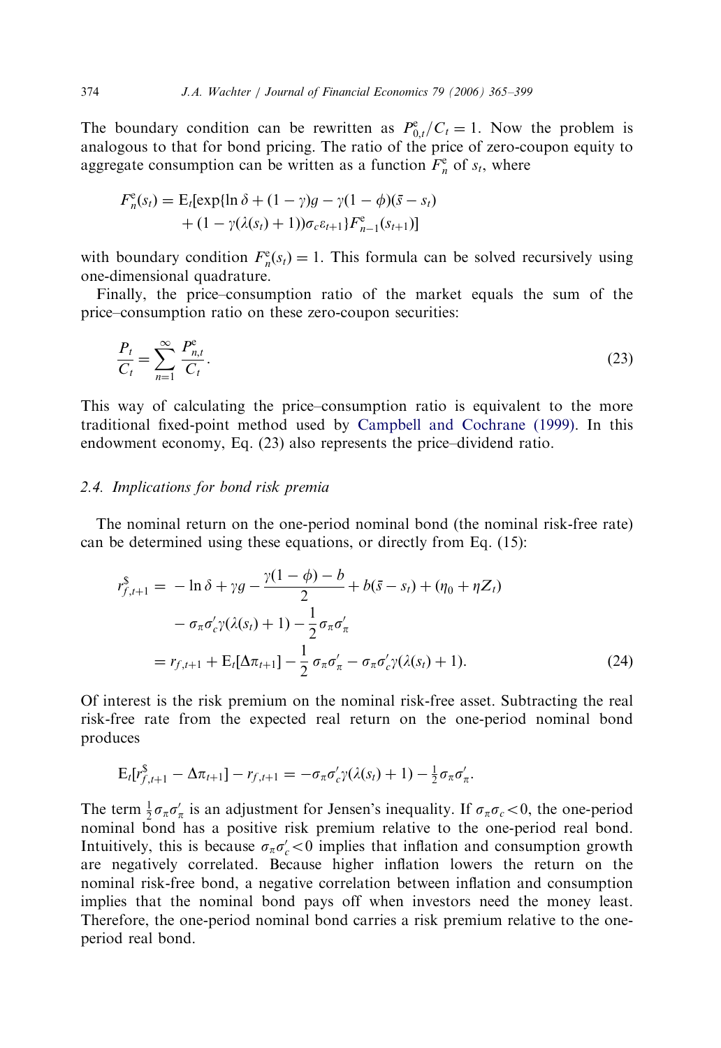The boundary condition can be rewritten as $P^{\mathrm{e}}_{0,t}/C_t = 1$. Now the problem is analogous to that for bond pricing. The ratio of the price of zero-coupon equity to aggregate consumption can be written as a function $F^{\mathrm{e}}_n$ of $s_t$, where

$$
\begin{aligned}
F^{\mathrm{e}}_n(s_t) = \mathrm{E}_t[&\exp\{\ln \delta + (1-\gamma)g - \gamma(1-\phi)(\bar{s} - s_t) \\
&+ (1 - \gamma(\lambda(s_t)+1))\sigma_c \varepsilon_{t+1}\} F^{\mathrm{e}}_{n-1}(s_{t+1})]
\end{aligned}
$$

with boundary condition $F^{\mathrm{e}}_n(s_t) = 1$. This formula can be solved recursively using one-dimensional quadrature.

Finally, the price–consumption ratio of the market equals the sum of the price–consumption ratio on these zero-coupon securities:

$$
\frac{P_t}{C_t} = \sum_{n=1}^{\infty} \frac{P^{\mathrm{e}}_{n,t}}{C_t}. \tag{23}
$$

This way of calculating the price–consumption ratio is equivalent to the more traditional fixed-point method used by Campbell and Cochrane (1999). In this endowment economy, Eq. (23) also represents the price–dividend ratio.

### 2.4. Implications for bond risk premia

The nominal return on the one-period nominal bond (the nominal risk-free rate) can be determined using these equations, or directly from Eq. (15):

$$
\begin{aligned}
r^{\$}_{f,t+1} &= -\ln \delta + \gamma g - \frac{\gamma(1-\phi) - b}{2} + b(\bar{s} - s_t) + (\eta_0 + \eta Z_t) \\
&\quad - \sigma_\pi \sigma_c' \gamma(\lambda(s_t)+1) - \frac{1}{2}\sigma_\pi \sigma_\pi' \\
&= r_{f,t+1} + \mathrm{E}_t[\Delta\pi_{t+1}] - \frac{1}{2}\sigma_\pi \sigma_\pi' - \sigma_\pi \sigma_c' \gamma(\lambda(s_t)+1).
\end{aligned} \tag{24}
$$

Of interest is the risk premium on the nominal risk-free asset. Subtracting the real risk-free rate from the expected real return on the one-period nominal bond produces

$$
\mathrm{E}_t[r^{\$}_{f,t+1} - \Delta\pi_{t+1}] - r_{f,t+1} = -\sigma_\pi \sigma_c' \gamma(\lambda(s_t)+1) - \tfrac{1}{2}\sigma_\pi \sigma_\pi'.
$$

The term $\frac{1}{2}\sigma_\pi\sigma_\pi'$ is an adjustment for Jensen's inequality. If $\sigma_\pi\sigma_c < 0$, the one-period nominal bond has a positive risk premium relative to the one-period real bond. Intuitively, this is because $\sigma_\pi\sigma_c' < 0$ implies that inflation and consumption growth are negatively correlated. Because higher inflation lowers the return on the nominal risk-free bond, a negative correlation between inflation and consumption implies that the nominal bond pays off when investors need the money least. Therefore, the one-period nominal bond carries a risk premium relative to the one-period real bond.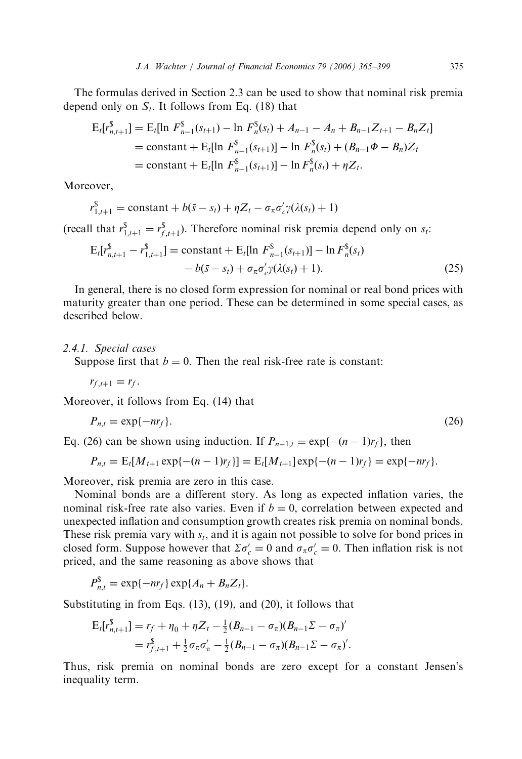The formulas derived in Section 2.3 can be used to show that nominal risk premia depend only on $S_t$. It follows from Eq. (18) that

$$
\begin{aligned}
\mathrm{E}_t[r^{\$}_{n,t+1}] &= \mathrm{E}_t[\ln F^{\$}_{n-1}(s_{t+1}) - \ln F^{\$}_{n}(s_t) + A_{n-1} - A_n + B_{n-1}Z_{t+1} - B_n Z_t] \\
&= \text{constant} + \mathrm{E}_t[\ln F^{\$}_{n-1}(s_{t+1})] - \ln F^{\$}_{n}(s_t) + (B_{n-1}\Phi - B_n)Z_t \\
&= \text{constant} + \mathrm{E}_t[\ln F^{\$}_{n-1}(s_{t+1})] - \ln F^{\$}_{n}(s_t) + \eta Z_t.
\end{aligned}
$$

Moreover,

$$
r^{\$}_{1,t+1} = \text{constant} + b(\bar{s} - s_t) + \eta Z_t - \sigma_\pi \sigma_c' \gamma(\lambda(s_t) + 1)
$$

(recall that $r^{\$}_{1,t+1} = r^{\$}_{f,t+1}$). Therefore nominal risk premia depend only on $s_t$:

$$
\begin{aligned}
\mathrm{E}_t[r^{\$}_{n,t+1} - r^{\$}_{1,t+1}] = \text{constant} &+ \mathrm{E}_t[\ln F^{\$}_{n-1}(s_{t+1})] - \ln F^{\$}_{n}(s_t) \\
&- b(\bar{s} - s_t) + \sigma_\pi \sigma_c' \gamma(\lambda(s_t) + 1). \qquad (25)
\end{aligned}
$$

In general, there is no closed form expression for nominal or real bond prices with maturity greater than one period. These can be determined in some special cases, as described below.

### 2.4.1. Special cases

Suppose first that $b = 0$. Then the real risk-free rate is constant:

$$
r_{f,t+1} = r_f.
$$

Moreover, it follows from Eq. (14) that

$$
P_{n,t} = \exp\{-n r_f\}. \qquad (26)
$$

Eq. (26) can be shown using induction. If $P_{n-1,t} = \exp\{-(n-1)r_f\}$, then

$$
P_{n,t} = \mathrm{E}_t[M_{t+1}\exp\{-(n-1)r_f\}] = \mathrm{E}_t[M_{t+1}]\exp\{-(n-1)r_f\} = \exp\{-n r_f\}.
$$

Moreover, risk premia are zero in this case.

Nominal bonds are a different story. As long as expected inflation varies, the nominal risk-free rate also varies. Even if $b = 0$, correlation between expected and unexpected inflation and consumption growth creates risk premia on nominal bonds. These risk premia vary with $s_t$, and it is again not possible to solve for bond prices in closed form. Suppose however that $\Sigma\sigma_c' = 0$ and $\sigma_\pi\sigma_c' = 0$. Then inflation risk is not priced, and the same reasoning as above shows that

$$
P^{\$}_{n,t} = \exp\{-n r_f\}\exp\{A_n + B_n Z_t\}.
$$

Substituting in from Eqs. (13), (19), and (20), it follows that

$$
\begin{aligned}
\mathrm{E}_t[r^{\$}_{n,t+1}] &= r_f + \eta_0 + \eta Z_t - \tfrac{1}{2}(B_{n-1} - \sigma_\pi)(B_{n-1}\Sigma - \sigma_\pi)' \\
&= r^{\$}_{f,t+1} + \tfrac{1}{2}\sigma_\pi\sigma_\pi' - \tfrac{1}{2}(B_{n-1} - \sigma_\pi)(B_{n-1}\Sigma - \sigma_\pi)'.
\end{aligned}
$$

Thus, risk premia on nominal bonds are zero except for a constant Jensen's inequality term.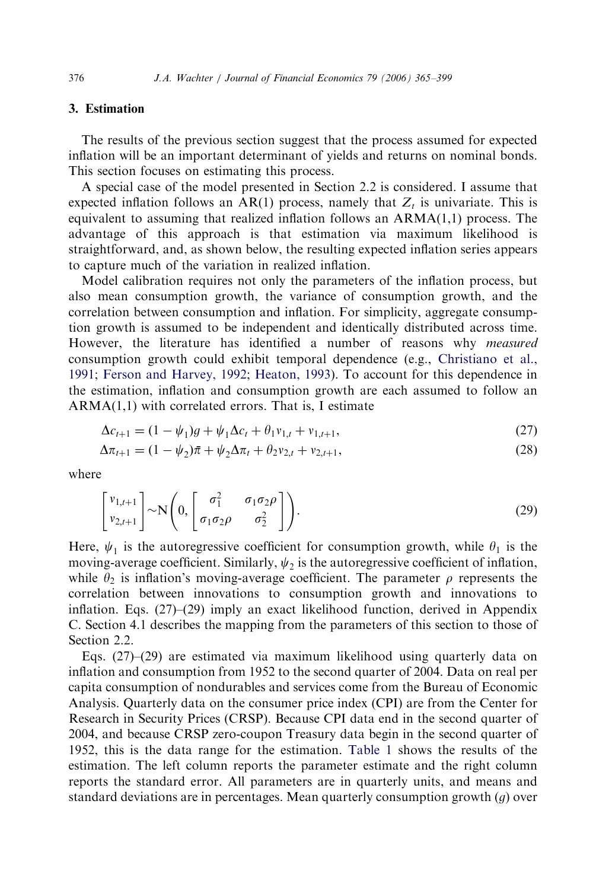## 3. Estimation

The results of the previous section suggest that the process assumed for expected inflation will be an important determinant of yields and returns on nominal bonds. This section focuses on estimating this process.

A special case of the model presented in Section 2.2 is considered. I assume that expected inflation follows an AR(1) process, namely that $Z_t$ is univariate. This is equivalent to assuming that realized inflation follows an ARMA(1,1) process. The advantage of this approach is that estimation via maximum likelihood is straightforward, and, as shown below, the resulting expected inflation series appears to capture much of the variation in realized inflation.

Model calibration requires not only the parameters of the inflation process, but also mean consumption growth, the variance of consumption growth, and the correlation between consumption and inflation. For simplicity, aggregate consumption growth is assumed to be independent and identically distributed across time. However, the literature has identified a number of reasons why *measured* consumption growth could exhibit temporal dependence (e.g., Christiano et al., 1991; Ferson and Harvey, 1992; Heaton, 1993). To account for this dependence in the estimation, inflation and consumption growth are each assumed to follow an ARMA(1,1) with correlated errors. That is, I estimate

$$\Delta c_{t+1} = (1 - \psi_1)g + \psi_1 \Delta c_t + \theta_1 v_{1,t} + v_{1,t+1}, \tag{27}$$

$$\Delta \pi_{t+1} = (1 - \psi_2)\bar{\pi} + \psi_2 \Delta \pi_t + \theta_2 v_{2,t} + v_{2,t+1}, \tag{28}$$

where

$$\begin{bmatrix} v_{1,t+1} \\ v_{2,t+1} \end{bmatrix} \sim \mathrm{N}\left(0, \begin{bmatrix} \sigma_1^2 & \sigma_1 \sigma_2 \rho \\ \sigma_1 \sigma_2 \rho & \sigma_2^2 \end{bmatrix}\right). \tag{29}$$

Here, $\psi_1$ is the autoregressive coefficient for consumption growth, while $\theta_1$ is the moving-average coefficient. Similarly, $\psi_2$ is the autoregressive coefficient of inflation, while $\theta_2$ is inflation's moving-average coefficient. The parameter $\rho$ represents the correlation between innovations to consumption growth and innovations to inflation. Eqs. (27)–(29) imply an exact likelihood function, derived in Appendix C. Section 4.1 describes the mapping from the parameters of this section to those of Section 2.2.

Eqs. (27)–(29) are estimated via maximum likelihood using quarterly data on inflation and consumption from 1952 to the second quarter of 2004. Data on real per capita consumption of nondurables and services come from the Bureau of Economic Analysis. Quarterly data on the consumer price index (CPI) are from the Center for Research in Security Prices (CRSP). Because CPI data end in the second quarter of 2004, and because CRSP zero-coupon Treasury data begin in the second quarter of 1952, this is the data range for the estimation. Table 1 shows the results of the estimation. The left column reports the parameter estimate and the right column reports the standard error. All parameters are in quarterly units, and means and standard deviations are in percentages. Mean quarterly consumption growth ($g$) over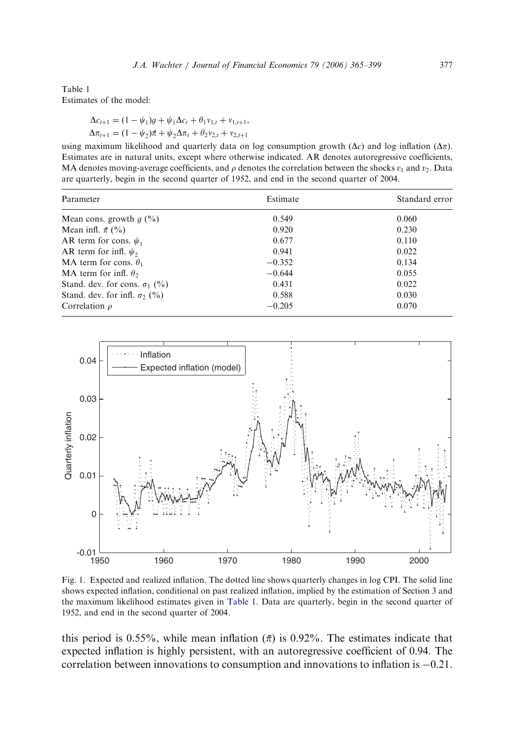Table 1
Estimates of the model:

$$\Delta c_{t+1} = (1-\psi_1)g + \psi_1 \Delta c_t + \theta_1 v_{1,t} + v_{1,t+1},$$
$$\Delta \pi_{t+1} = (1-\psi_2)\bar{\pi} + \psi_2 \Delta \pi_t + \theta_2 v_{2,t} + v_{2,t+1}$$

using maximum likelihood and quarterly data on log consumption growth ($\Delta c$) and log inflation ($\Delta \pi$). Estimates are in natural units, except where otherwise indicated. AR denotes autoregressive coefficients, MA denotes moving-average coefficients, and $\rho$ denotes the correlation between the shocks $v_1$ and $v_2$. Data are quarterly, begin in the second quarter of 1952, and end in the second quarter of 2004.

| Parameter | Estimate | Standard error |
|---|---|---|
| Mean cons. growth $g$ (%) | 0.549 | 0.060 |
| Mean infl. $\bar{\pi}$ (%) | 0.920 | 0.230 |
| AR term for cons. $\psi_1$ | 0.677 | 0.110 |
| AR term for infl. $\psi_2$ | 0.941 | 0.022 |
| MA term for cons. $\theta_1$ | −0.352 | 0.134 |
| MA term for infl. $\theta_2$ | −0.644 | 0.055 |
| Stand. dev. for cons. $\sigma_1$ (%) | 0.431 | 0.022 |
| Stand. dev. for infl. $\sigma_2$ (%) | 0.588 | 0.030 |
| Correlation $\rho$ | −0.205 | 0.070 |

Fig. 1. Expected and realized inflation. The dotted line shows quarterly changes in log CPI. The solid line shows expected inflation, conditional on past realized inflation, implied by the estimation of Section 3 and the maximum likelihood estimates given in Table 1. Data are quarterly, begin in the second quarter of 1952, and end in the second quarter of 2004.

this period is 0.55%, while mean inflation ($\bar{\pi}$) is 0.92%. The estimates indicate that expected inflation is highly persistent, with an autoregressive coefficient of 0.94. The correlation between innovations to consumption and innovations to inflation is −0.21.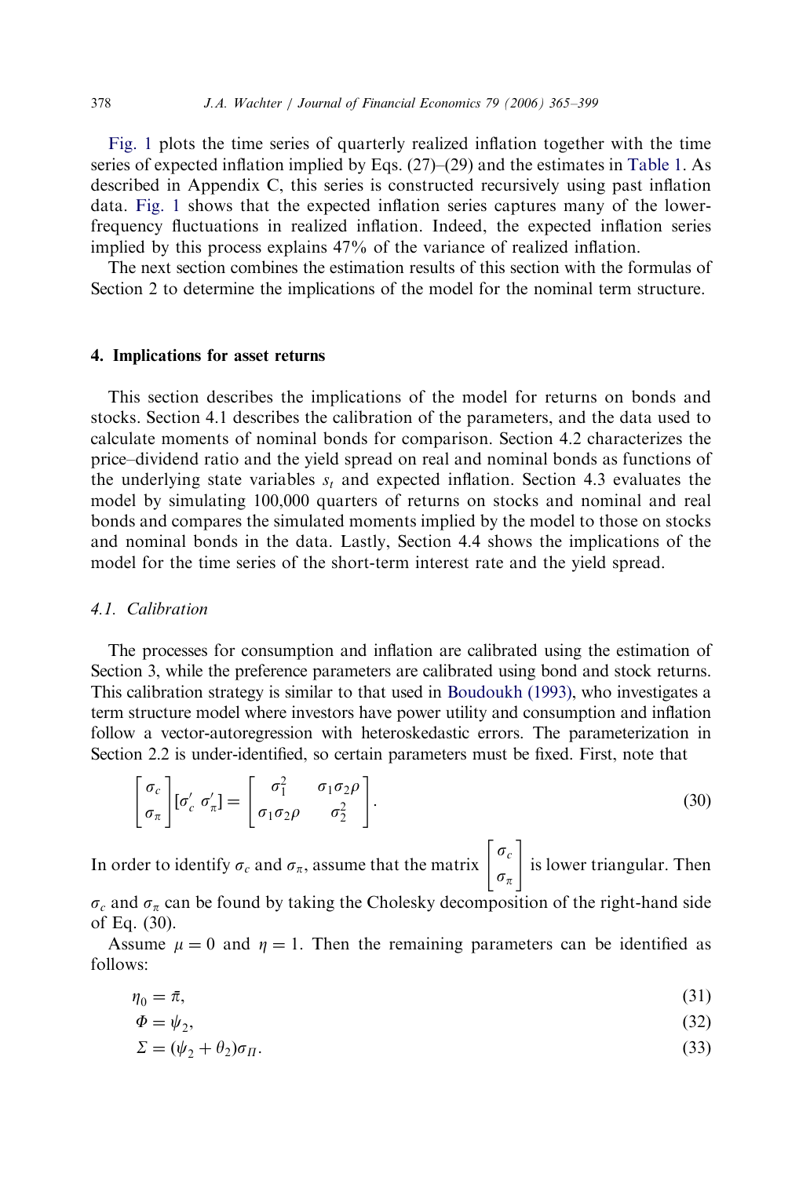Fig. 1 plots the time series of quarterly realized inflation together with the time series of expected inflation implied by Eqs. (27)–(29) and the estimates in Table 1. As described in Appendix C, this series is constructed recursively using past inflation data. Fig. 1 shows that the expected inflation series captures many of the lower-frequency fluctuations in realized inflation. Indeed, the expected inflation series implied by this process explains 47% of the variance of realized inflation.

The next section combines the estimation results of this section with the formulas of Section 2 to determine the implications of the model for the nominal term structure.

## 4. Implications for asset returns

This section describes the implications of the model for returns on bonds and stocks. Section 4.1 describes the calibration of the parameters, and the data used to calculate moments of nominal bonds for comparison. Section 4.2 characterizes the price–dividend ratio and the yield spread on real and nominal bonds as functions of the underlying state variables $s_t$ and expected inflation. Section 4.3 evaluates the model by simulating 100,000 quarters of returns on stocks and nominal and real bonds and compares the simulated moments implied by the model to those on stocks and nominal bonds in the data. Lastly, Section 4.4 shows the implications of the model for the time series of the short-term interest rate and the yield spread.

### 4.1. Calibration

The processes for consumption and inflation are calibrated using the estimation of Section 3, while the preference parameters are calibrated using bond and stock returns. This calibration strategy is similar to that used in Boudoukh (1993), who investigates a term structure model where investors have power utility and consumption and inflation follow a vector-autoregression with heteroskedastic errors. The parameterization in Section 2.2 is under-identified, so certain parameters must be fixed. First, note that

$$\begin{bmatrix} \sigma_c \\ \sigma_\pi \end{bmatrix} [\sigma_c' \ \sigma_\pi'] = \begin{bmatrix} \sigma_1^2 & \sigma_1\sigma_2\rho \\ \sigma_1\sigma_2\rho & \sigma_2^2 \end{bmatrix}. \tag{30}$$

In order to identify $\sigma_c$ and $\sigma_\pi$, assume that the matrix $\begin{bmatrix} \sigma_c \\ \sigma_\pi \end{bmatrix}$ is lower triangular. Then $\sigma_c$ and $\sigma_\pi$ can be found by taking the Cholesky decomposition of the right-hand side of Eq. (30).

Assume $\mu = 0$ and $\eta = 1$. Then the remaining parameters can be identified as follows:

$$\eta_0 = \bar{\pi}, \tag{31}$$

$$\Phi = \psi_2, \tag{32}$$

$$\Sigma = (\psi_2 + \theta_2)\sigma_\Pi. \tag{33}$$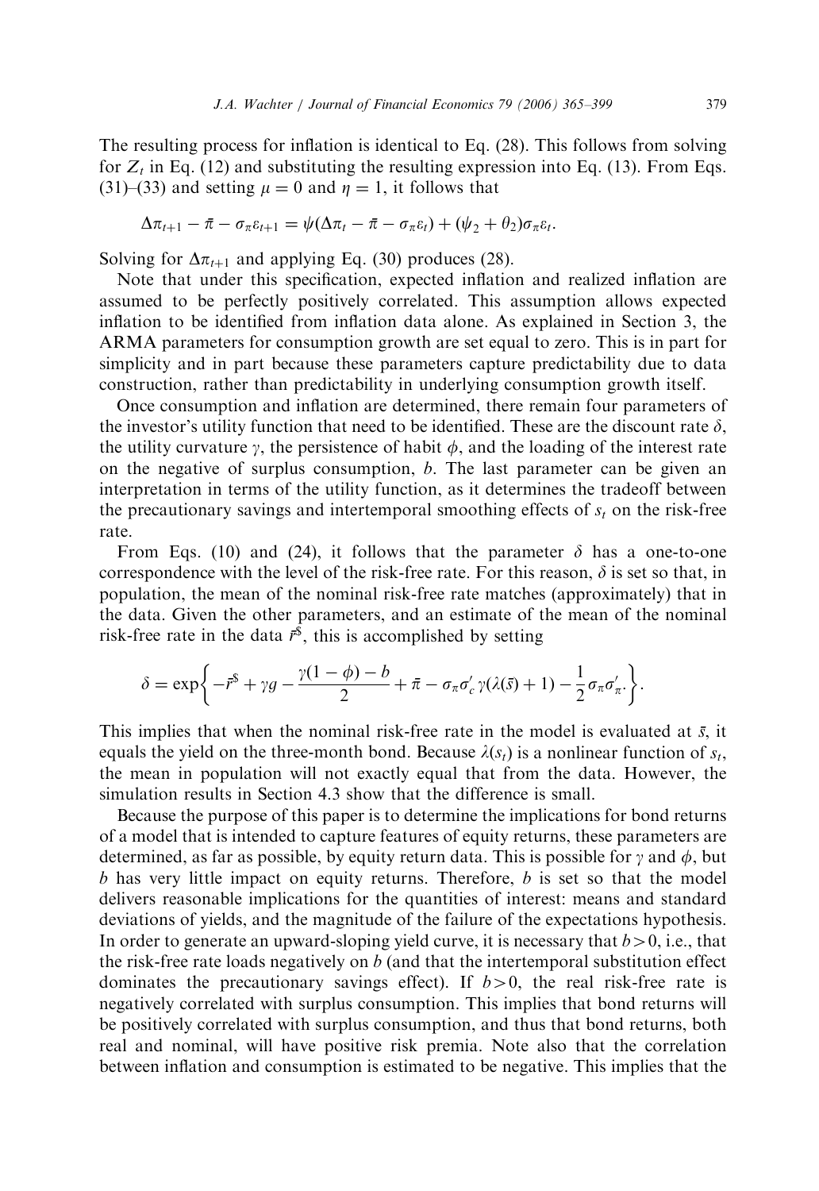The resulting process for inflation is identical to Eq. (28). This follows from solving for $Z_t$ in Eq. (12) and substituting the resulting expression into Eq. (13). From Eqs. (31)–(33) and setting $\mu = 0$ and $\eta = 1$, it follows that

$$\Delta\pi_{t+1} - \bar{\pi} - \sigma_\pi \varepsilon_{t+1} = \psi(\Delta\pi_t - \bar{\pi} - \sigma_\pi \varepsilon_t) + (\psi_2 + \theta_2)\sigma_\pi \varepsilon_t.$$

Solving for $\Delta\pi_{t+1}$ and applying Eq. (30) produces (28).

Note that under this specification, expected inflation and realized inflation are assumed to be perfectly positively correlated. This assumption allows expected inflation to be identified from inflation data alone. As explained in Section 3, the ARMA parameters for consumption growth are set equal to zero. This is in part for simplicity and in part because these parameters capture predictability due to data construction, rather than predictability in underlying consumption growth itself.

Once consumption and inflation are determined, there remain four parameters of the investor's utility function that need to be identified. These are the discount rate $\delta$, the utility curvature $\gamma$, the persistence of habit $\phi$, and the loading of the interest rate on the negative of surplus consumption, $b$. The last parameter can be given an interpretation in terms of the utility function, as it determines the tradeoff between the precautionary savings and intertemporal smoothing effects of $s_t$ on the risk-free rate.

From Eqs. (10) and (24), it follows that the parameter $\delta$ has a one-to-one correspondence with the level of the risk-free rate. For this reason, $\delta$ is set so that, in population, the mean of the nominal risk-free rate matches (approximately) that in the data. Given the other parameters, and an estimate of the mean of the nominal risk-free rate in the data $\bar{r}^{\$}$, this is accomplished by setting

$$\delta = \exp\left\{ -\bar{r}^{\$} + \gamma g - \frac{\gamma(1-\phi) - b}{2} + \bar{\pi} - \sigma_\pi \sigma_c' \gamma(\lambda(\bar{s}) + 1) - \frac{1}{2}\sigma_\pi \sigma_\pi'. \right\}.$$

This implies that when the nominal risk-free rate in the model is evaluated at $\bar{s}$, it equals the yield on the three-month bond. Because $\lambda(s_t)$ is a nonlinear function of $s_t$, the mean in population will not exactly equal that from the data. However, the simulation results in Section 4.3 show that the difference is small.

Because the purpose of this paper is to determine the implications for bond returns of a model that is intended to capture features of equity returns, these parameters are determined, as far as possible, by equity return data. This is possible for $\gamma$ and $\phi$, but $b$ has very little impact on equity returns. Therefore, $b$ is set so that the model delivers reasonable implications for the quantities of interest: means and standard deviations of yields, and the magnitude of the failure of the expectations hypothesis. In order to generate an upward-sloping yield curve, it is necessary that $b > 0$, i.e., that the risk-free rate loads negatively on $b$ (and that the intertemporal substitution effect dominates the precautionary savings effect). If $b > 0$, the real risk-free rate is negatively correlated with surplus consumption. This implies that bond returns will be positively correlated with surplus consumption, and thus that bond returns, both real and nominal, will have positive risk premia. Note also that the correlation between inflation and consumption is estimated to be negative. This implies that the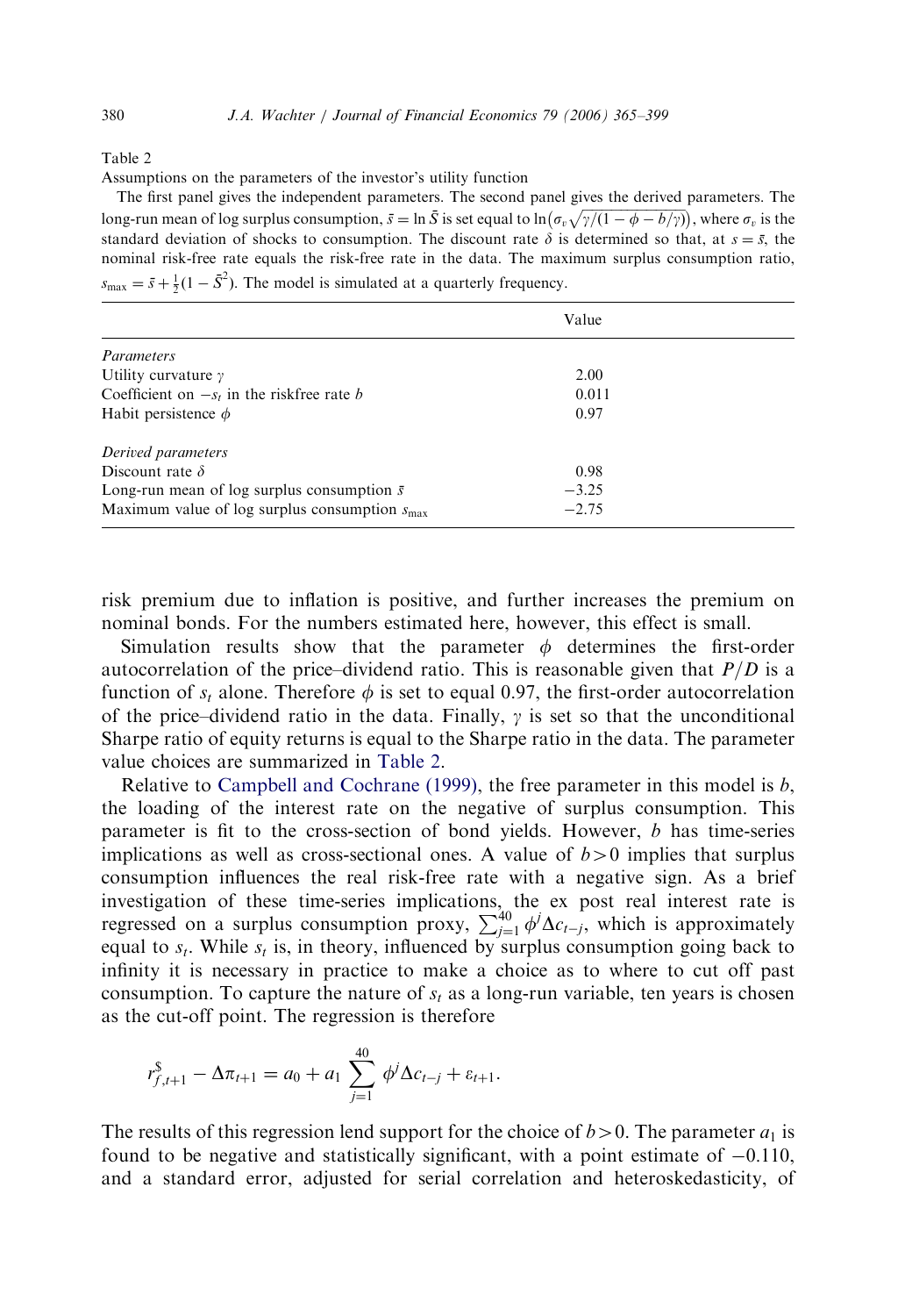Table 2

Assumptions on the parameters of the investor's utility function

The first panel gives the independent parameters. The second panel gives the derived parameters. The long-run mean of log surplus consumption, $\bar{s} = \ln \bar{S}$ is set equal to $\ln\left(\sigma_v\sqrt{\gamma/(1-\phi-b/\gamma)}\right)$, where $\sigma_v$ is the standard deviation of shocks to consumption. The discount rate $\delta$ is determined so that, at $s = \bar{s}$, the nominal risk-free rate equals the risk-free rate in the data. The maximum surplus consumption ratio, $s_{\max} = \bar{s} + \frac{1}{2}(1 - \bar{S}^2)$. The model is simulated at a quarterly frequency.

| | Value |
|---|---|
| *Parameters* | |
| Utility curvature $\gamma$ | 2.00 |
| Coefficient on $-s_t$ in the riskfree rate $b$ | 0.011 |
| Habit persistence $\phi$ | 0.97 |
| *Derived parameters* | |
| Discount rate $\delta$ | 0.98 |
| Long-run mean of log surplus consumption $\bar{s}$ | $-3.25$ |
| Maximum value of log surplus consumption $s_{\max}$ | $-2.75$ |

risk premium due to inflation is positive, and further increases the premium on nominal bonds. For the numbers estimated here, however, this effect is small.

Simulation results show that the parameter $\phi$ determines the first-order autocorrelation of the price–dividend ratio. This is reasonable given that $P/D$ is a function of $s_t$ alone. Therefore $\phi$ is set to equal 0.97, the first-order autocorrelation of the price–dividend ratio in the data. Finally, $\gamma$ is set so that the unconditional Sharpe ratio of equity returns is equal to the Sharpe ratio in the data. The parameter value choices are summarized in Table 2.

Relative to Campbell and Cochrane (1999), the free parameter in this model is $b$, the loading of the interest rate on the negative of surplus consumption. This parameter is fit to the cross-section of bond yields. However, $b$ has time-series implications as well as cross-sectional ones. A value of $b > 0$ implies that surplus consumption influences the real risk-free rate with a negative sign. As a brief investigation of these time-series implications, the ex post real interest rate is regressed on a surplus consumption proxy, $\sum_{j=1}^{40} \phi^j \Delta c_{t-j}$, which is approximately equal to $s_t$. While $s_t$ is, in theory, influenced by surplus consumption going back to infinity it is necessary in practice to make a choice as to where to cut off past consumption. To capture the nature of $s_t$ as a long-run variable, ten years is chosen as the cut-off point. The regression is therefore

$$r^{\$}_{f,t+1} - \Delta\pi_{t+1} = a_0 + a_1 \sum_{j=1}^{40} \phi^j \Delta c_{t-j} + \varepsilon_{t+1}.$$

The results of this regression lend support for the choice of $b > 0$. The parameter $a_1$ is found to be negative and statistically significant, with a point estimate of $-0.110$, and a standard error, adjusted for serial correlation and heteroskedasticity, of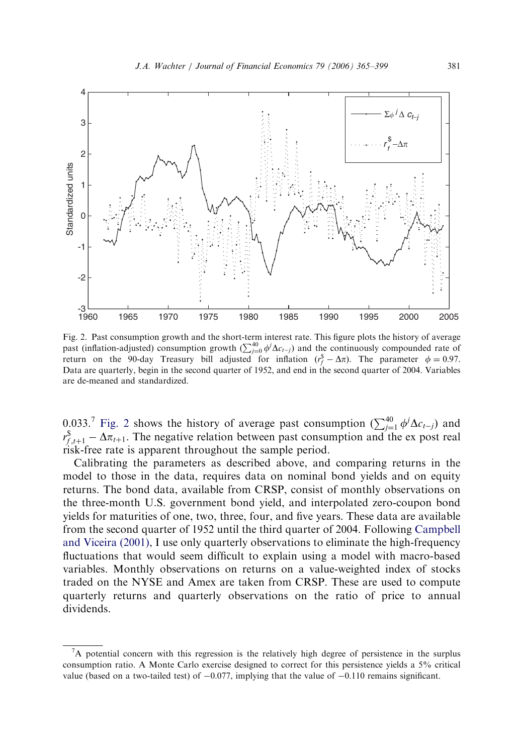Fig. 2. Past consumption growth and the short-term interest rate. This figure plots the history of average past (inflation-adjusted) consumption growth ($\sum_{j=0}^{40} \phi^j \Delta c_{t-j}$) and the continuously compounded rate of return on the 90-day Treasury bill adjusted for inflation ($r_f^\$ - \Delta\pi$). The parameter $\phi = 0.97$. Data are quarterly, begin in the second quarter of 1952, and end in the second quarter of 2004. Variables are de-meaned and standardized.

0.033.[7] Fig. 2 shows the history of average past consumption ($\sum_{j=1}^{40} \phi^j \Delta c_{t-j}$) and $r_{f,t+1}^\$ - \Delta\pi_{t+1}$. The negative relation between past consumption and the ex post real risk-free rate is apparent throughout the sample period.

Calibrating the parameters as described above, and comparing returns in the model to those in the data, requires data on nominal bond yields and on equity returns. The bond data, available from CRSP, consist of monthly observations on the three-month U.S. government bond yield, and interpolated zero-coupon bond yields for maturities of one, two, three, four, and five years. These data are available from the second quarter of 1952 until the third quarter of 2004. Following Campbell and Viceira (2001), I use only quarterly observations to eliminate the high-frequency fluctuations that would seem difficult to explain using a model with macro-based variables. Monthly observations on returns on a value-weighted index of stocks traded on the NYSE and Amex are taken from CRSP. These are used to compute quarterly returns and quarterly observations on the ratio of price to annual dividends.

[7] A potential concern with this regression is the relatively high degree of persistence in the surplus consumption ratio. A Monte Carlo exercise designed to correct for this persistence yields a 5% critical value (based on a two-tailed test) of −0.077, implying that the value of −0.110 remains significant.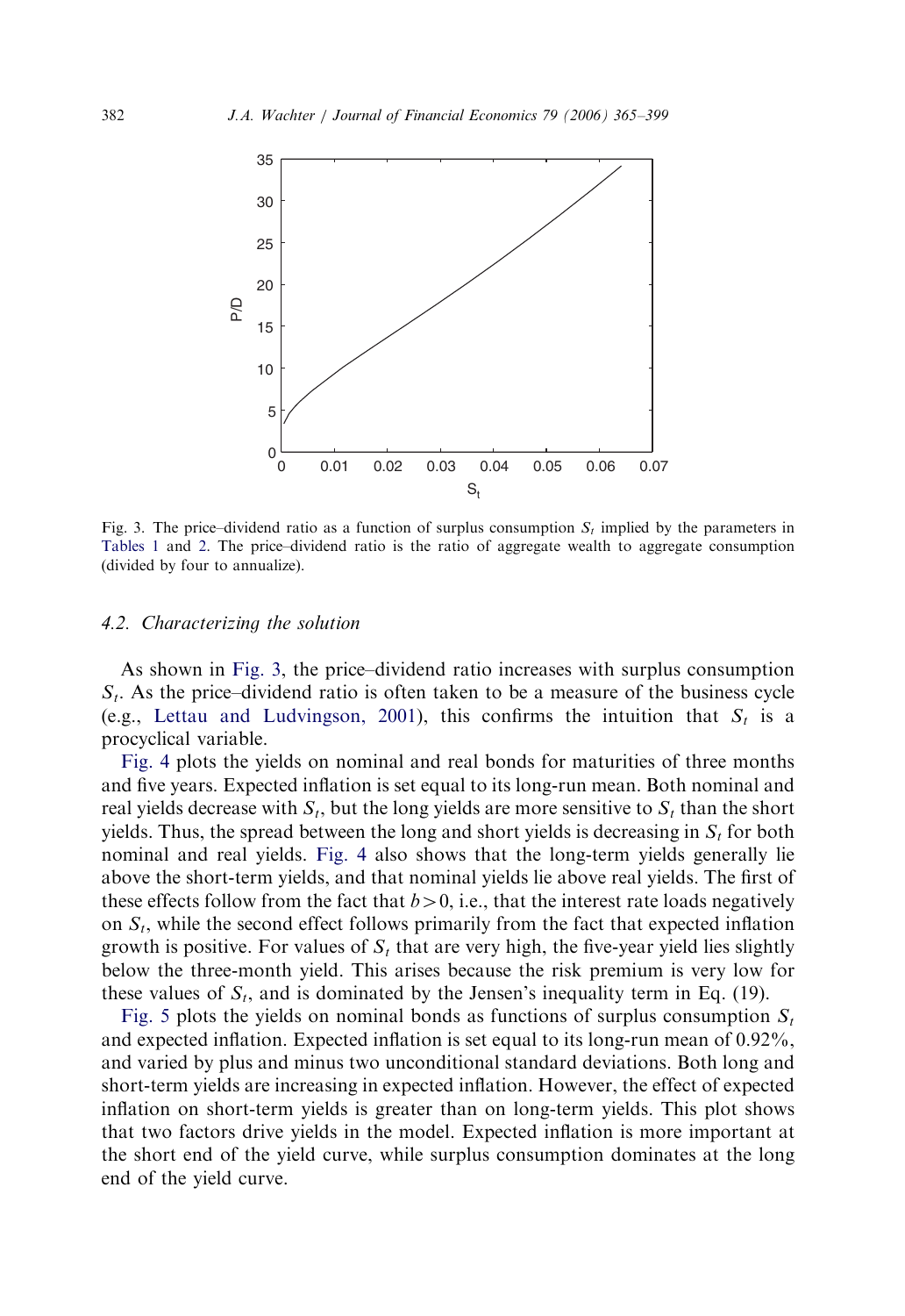Fig. 3. The price–dividend ratio as a function of surplus consumption $S_t$ implied by the parameters in Tables 1 and 2. The price–dividend ratio is the ratio of aggregate wealth to aggregate consumption (divided by four to annualize).

### 4.2. Characterizing the solution

As shown in Fig. 3, the price–dividend ratio increases with surplus consumption $S_t$. As the price–dividend ratio is often taken to be a measure of the business cycle (e.g., Lettau and Ludvingson, 2001), this confirms the intuition that $S_t$ is a procyclical variable.

Fig. 4 plots the yields on nominal and real bonds for maturities of three months and five years. Expected inflation is set equal to its long-run mean. Both nominal and real yields decrease with $S_t$, but the long yields are more sensitive to $S_t$ than the short yields. Thus, the spread between the long and short yields is decreasing in $S_t$ for both nominal and real yields. Fig. 4 also shows that the long-term yields generally lie above the short-term yields, and that nominal yields lie above real yields. The first of these effects follow from the fact that $b > 0$, i.e., that the interest rate loads negatively on $S_t$, while the second effect follows primarily from the fact that expected inflation growth is positive. For values of $S_t$ that are very high, the five-year yield lies slightly below the three-month yield. This arises because the risk premium is very low for these values of $S_t$, and is dominated by the Jensen's inequality term in Eq. (19).

Fig. 5 plots the yields on nominal bonds as functions of surplus consumption $S_t$ and expected inflation. Expected inflation is set equal to its long-run mean of 0.92%, and varied by plus and minus two unconditional standard deviations. Both long and short-term yields are increasing in expected inflation. However, the effect of expected inflation on short-term yields is greater than on long-term yields. This plot shows that two factors drive yields in the model. Expected inflation is more important at the short end of the yield curve, while surplus consumption dominates at the long end of the yield curve.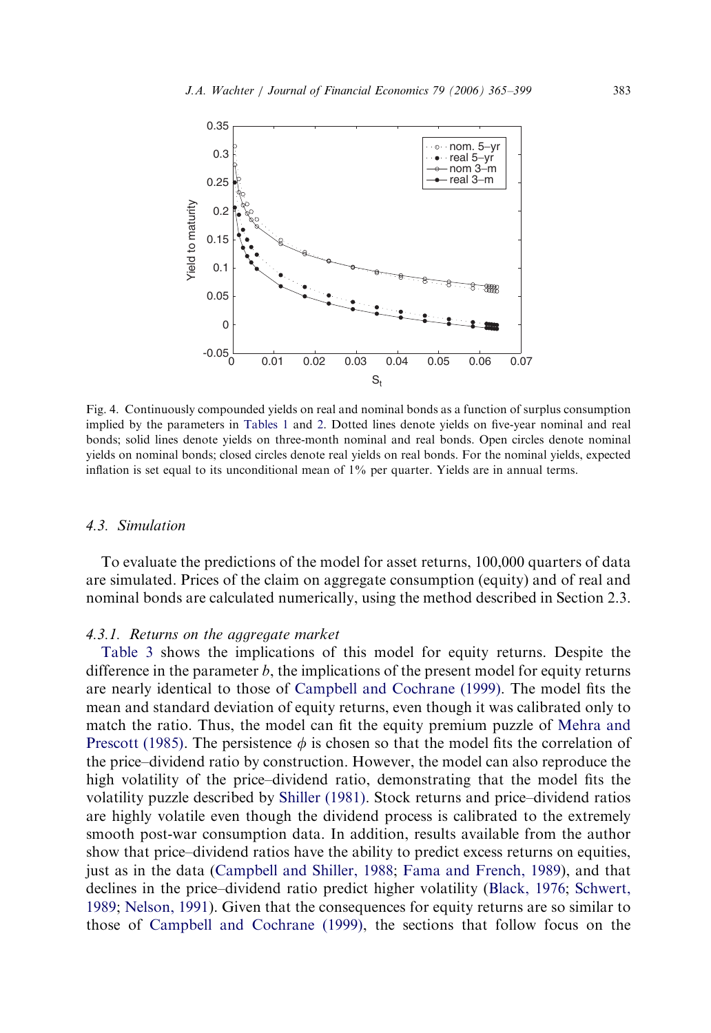Fig. 4. Continuously compounded yields on real and nominal bonds as a function of surplus consumption implied by the parameters in Tables 1 and 2. Dotted lines denote yields on five-year nominal and real bonds; solid lines denote yields on three-month nominal and real bonds. Open circles denote nominal yields on nominal bonds; closed circles denote real yields on real bonds. For the nominal yields, expected inflation is set equal to its unconditional mean of 1% per quarter. Yields are in annual terms.

### 4.3. Simulation

To evaluate the predictions of the model for asset returns, 100,000 quarters of data are simulated. Prices of the claim on aggregate consumption (equity) and of real and nominal bonds are calculated numerically, using the method described in Section 2.3.

#### 4.3.1. Returns on the aggregate market

Table 3 shows the implications of this model for equity returns. Despite the difference in the parameter $b$, the implications of the present model for equity returns are nearly identical to those of Campbell and Cochrane (1999). The model fits the mean and standard deviation of equity returns, even though it was calibrated only to match the ratio. Thus, the model can fit the equity premium puzzle of Mehra and Prescott (1985). The persistence $\phi$ is chosen so that the model fits the correlation of the price–dividend ratio by construction. However, the model can also reproduce the high volatility of the price–dividend ratio, demonstrating that the model fits the volatility puzzle described by Shiller (1981). Stock returns and price–dividend ratios are highly volatile even though the dividend process is calibrated to the extremely smooth post-war consumption data. In addition, results available from the author show that price–dividend ratios have the ability to predict excess returns on equities, just as in the data (Campbell and Shiller, 1988; Fama and French, 1989), and that declines in the price–dividend ratio predict higher volatility (Black, 1976; Schwert, 1989; Nelson, 1991). Given that the consequences for equity returns are so similar to those of Campbell and Cochrane (1999), the sections that follow focus on the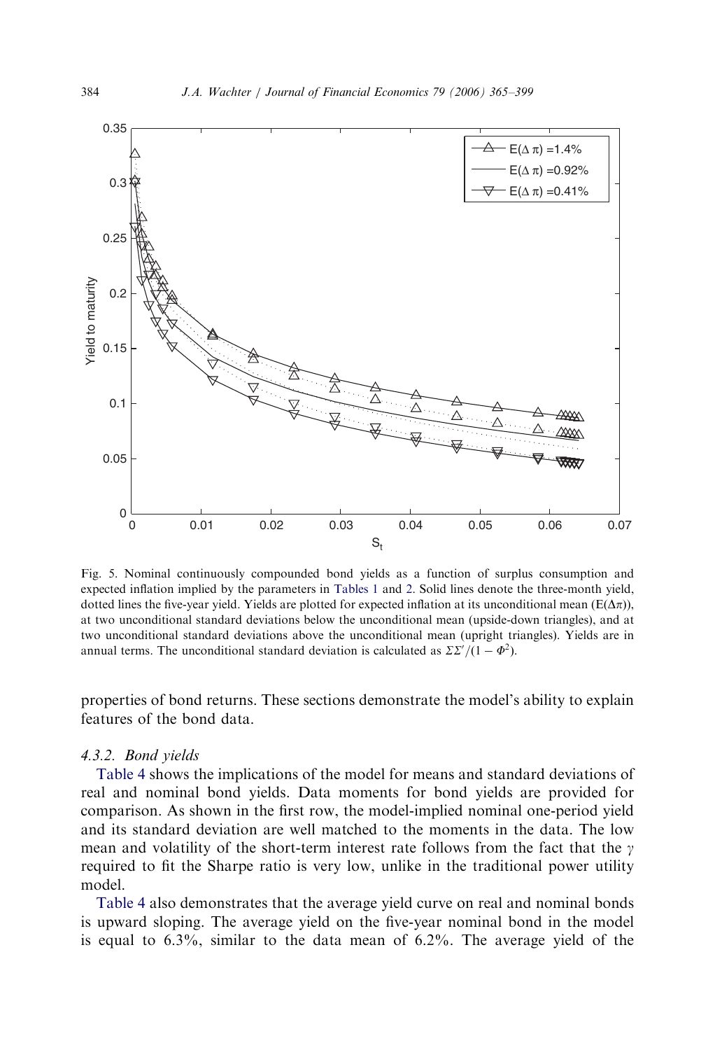Fig. 5. Nominal continuously compounded bond yields as a function of surplus consumption and expected inflation implied by the parameters in Tables 1 and 2. Solid lines denote the three-month yield, dotted lines the five-year yield. Yields are plotted for expected inflation at its unconditional mean ($\mathrm{E}(\Delta\pi)$), at two unconditional standard deviations below the unconditional mean (upside-down triangles), and at two unconditional standard deviations above the unconditional mean (upright triangles). Yields are in annual terms. The unconditional standard deviation is calculated as $\Sigma\Sigma'/(1-\Phi^2)$.

properties of bond returns. These sections demonstrate the model's ability to explain features of the bond data.

### 4.3.2. Bond yields

Table 4 shows the implications of the model for means and standard deviations of real and nominal bond yields. Data moments for bond yields are provided for comparison. As shown in the first row, the model-implied nominal one-period yield and its standard deviation are well matched to the moments in the data. The low mean and volatility of the short-term interest rate follows from the fact that the $\gamma$ required to fit the Sharpe ratio is very low, unlike in the traditional power utility model.

Table 4 also demonstrates that the average yield curve on real and nominal bonds is upward sloping. The average yield on the five-year nominal bond in the model is equal to 6.3%, similar to the data mean of 6.2%. The average yield of the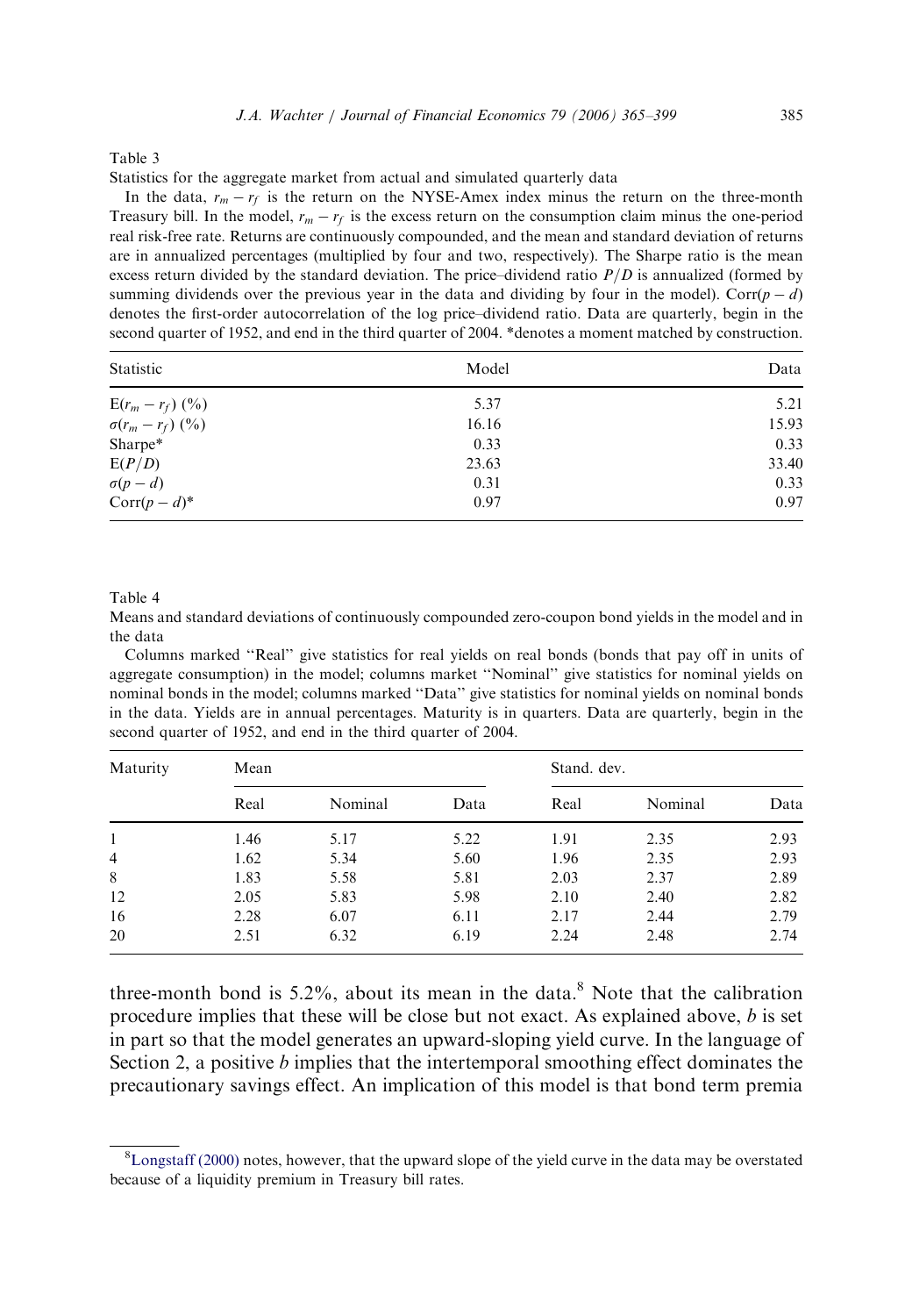Table 3

Statistics for the aggregate market from actual and simulated quarterly data

In the data, $r_m - r_f$ is the return on the NYSE-Amex index minus the return on the three-month Treasury bill. In the model, $r_m - r_f$ is the excess return on the consumption claim minus the one-period real risk-free rate. Returns are continuously compounded, and the mean and standard deviation of returns are in annualized percentages (multiplied by four and two, respectively). The Sharpe ratio is the mean excess return divided by the standard deviation. The price–dividend ratio $P/D$ is annualized (formed by summing dividends over the previous year in the data and dividing by four in the model). Corr$(p-d)$ denotes the first-order autocorrelation of the log price–dividend ratio. Data are quarterly, begin in the second quarter of 1952, and end in the third quarter of 2004. *denotes a moment matched by construction.

| Statistic | Model | Data |
|---|---|---|
| $\mathrm{E}(r_m - r_f)$ (%) | 5.37 | 5.21 |
| $\sigma(r_m - r_f)$ (%) | 16.16 | 15.93 |
| Sharpe* | 0.33 | 0.33 |
| $\mathrm{E}(P/D)$ | 23.63 | 33.40 |
| $\sigma(p-d)$ | 0.31 | 0.33 |
| $\mathrm{Corr}(p-d)$* | 0.97 | 0.97 |

Table 4

Means and standard deviations of continuously compounded zero-coupon bond yields in the model and in the data

Columns marked "Real" give statistics for real yields on real bonds (bonds that pay off in units of aggregate consumption) in the model; columns market "Nominal" give statistics for nominal yields on nominal bonds in the model; columns marked "Data" give statistics for nominal yields on nominal bonds in the data. Yields are in annual percentages. Maturity is in quarters. Data are quarterly, begin in the second quarter of 1952, and end in the third quarter of 2004.

| Maturity | Mean | | | Stand. dev. | | |
|---|---|---|---|---|---|---|
| | Real | Nominal | Data | Real | Nominal | Data |
| 1 | 1.46 | 5.17 | 5.22 | 1.91 | 2.35 | 2.93 |
| 4 | 1.62 | 5.34 | 5.60 | 1.96 | 2.35 | 2.93 |
| 8 | 1.83 | 5.58 | 5.81 | 2.03 | 2.37 | 2.89 |
| 12 | 2.05 | 5.83 | 5.98 | 2.10 | 2.40 | 2.82 |
| 16 | 2.28 | 6.07 | 6.11 | 2.17 | 2.44 | 2.79 |
| 20 | 2.51 | 6.32 | 6.19 | 2.24 | 2.48 | 2.74 |

three-month bond is 5.2%, about its mean in the data.[8] Note that the calibration procedure implies that these will be close but not exact. As explained above, $b$ is set in part so that the model generates an upward-sloping yield curve. In the language of Section 2, a positive $b$ implies that the intertemporal smoothing effect dominates the precautionary savings effect. An implication of this model is that bond term premia

[8] Longstaff (2000) notes, however, that the upward slope of the yield curve in the data may be overstated because of a liquidity premium in Treasury bill rates.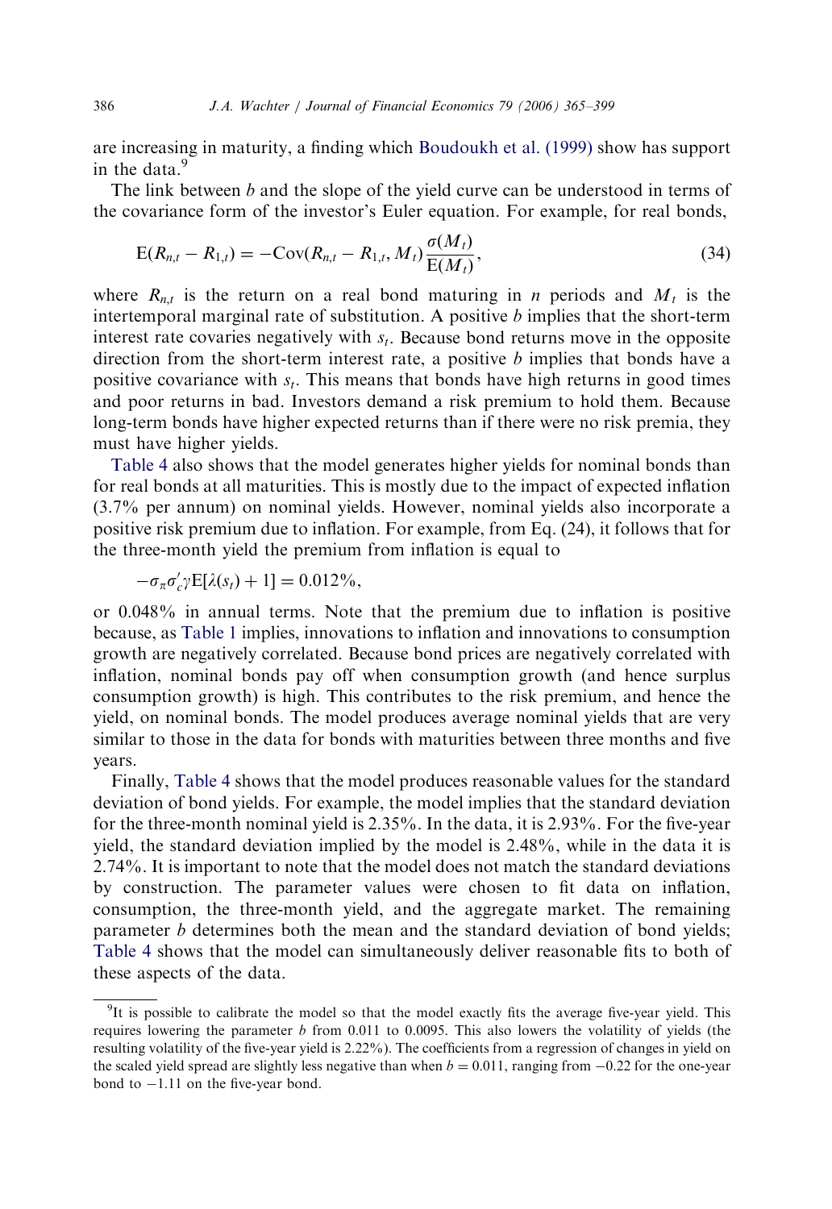are increasing in maturity, a finding which Boudoukh et al. (1999) show has support in the data.[9]

The link between $b$ and the slope of the yield curve can be understood in terms of the covariance form of the investor's Euler equation. For example, for real bonds,

$$\mathrm{E}(R_{n,t} - R_{1,t}) = -\mathrm{Cov}(R_{n,t} - R_{1,t}, M_t)\frac{\sigma(M_t)}{\mathrm{E}(M_t)}, \tag{34}$$

where $R_{n,t}$ is the return on a real bond maturing in $n$ periods and $M_t$ is the intertemporal marginal rate of substitution. A positive $b$ implies that the short-term interest rate covaries negatively with $s_t$. Because bond returns move in the opposite direction from the short-term interest rate, a positive $b$ implies that bonds have a positive covariance with $s_t$. This means that bonds have high returns in good times and poor returns in bad. Investors demand a risk premium to hold them. Because long-term bonds have higher expected returns than if there were no risk premia, they must have higher yields.

Table 4 also shows that the model generates higher yields for nominal bonds than for real bonds at all maturities. This is mostly due to the impact of expected inflation (3.7% per annum) on nominal yields. However, nominal yields also incorporate a positive risk premium due to inflation. For example, from Eq. (24), it follows that for the three-month yield the premium from inflation is equal to

$$-\sigma_\pi \sigma_c' \gamma \mathrm{E}[\lambda(s_t) + 1] = 0.012\%,$$

or 0.048% in annual terms. Note that the premium due to inflation is positive because, as Table 1 implies, innovations to inflation and innovations to consumption growth are negatively correlated. Because bond prices are negatively correlated with inflation, nominal bonds pay off when consumption growth (and hence surplus consumption growth) is high. This contributes to the risk premium, and hence the yield, on nominal bonds. The model produces average nominal yields that are very similar to those in the data for bonds with maturities between three months and five years.

Finally, Table 4 shows that the model produces reasonable values for the standard deviation of bond yields. For example, the model implies that the standard deviation for the three-month nominal yield is 2.35%. In the data, it is 2.93%. For the five-year yield, the standard deviation implied by the model is 2.48%, while in the data it is 2.74%. It is important to note that the model does not match the standard deviations by construction. The parameter values were chosen to fit data on inflation, consumption, the three-month yield, and the aggregate market. The remaining parameter $b$ determines both the mean and the standard deviation of bond yields; Table 4 shows that the model can simultaneously deliver reasonable fits to both of these aspects of the data.

---

[9] It is possible to calibrate the model so that the model exactly fits the average five-year yield. This requires lowering the parameter $b$ from 0.011 to 0.0095. This also lowers the volatility of yields (the resulting volatility of the five-year yield is 2.22%). The coefficients from a regression of changes in yield on the scaled yield spread are slightly less negative than when $b = 0.011$, ranging from $-0.22$ for the one-year bond to $-1.11$ on the five-year bond.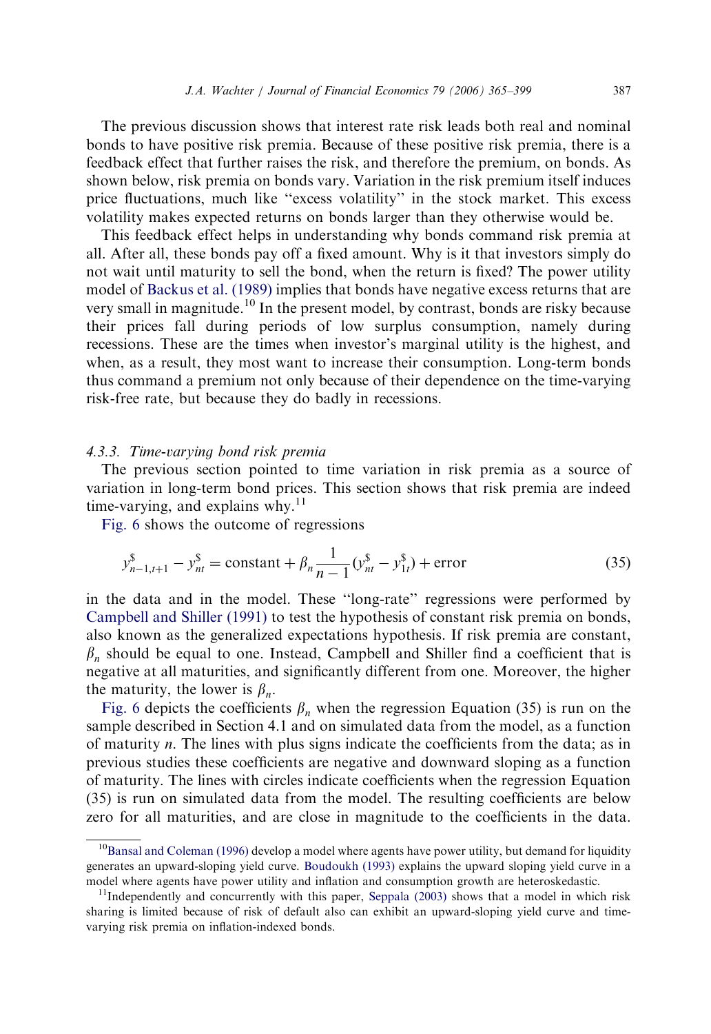The previous discussion shows that interest rate risk leads both real and nominal bonds to have positive risk premia. Because of these positive risk premia, there is a feedback effect that further raises the risk, and therefore the premium, on bonds. As shown below, risk premia on bonds vary. Variation in the risk premium itself induces price fluctuations, much like "excess volatility" in the stock market. This excess volatility makes expected returns on bonds larger than they otherwise would be.

This feedback effect helps in understanding why bonds command risk premia at all. After all, these bonds pay off a fixed amount. Why is it that investors simply do not wait until maturity to sell the bond, when the return is fixed? The power utility model of Backus et al. (1989) implies that bonds have negative excess returns that are very small in magnitude.[10] In the present model, by contrast, bonds are risky because their prices fall during periods of low surplus consumption, namely during recessions. These are the times when investor's marginal utility is the highest, and when, as a result, they most want to increase their consumption. Long-term bonds thus command a premium not only because of their dependence on the time-varying risk-free rate, but because they do badly in recessions.

#### 4.3.3. Time-varying bond risk premia

The previous section pointed to time variation in risk premia as a source of variation in long-term bond prices. This section shows that risk premia are indeed time-varying, and explains why.[11]

Fig. 6 shows the outcome of regressions

$$y^{\$}_{n-1,t+1} - y^{\$}_{nt} = \text{constant} + \beta_n \frac{1}{n-1}(y^{\$}_{nt} - y^{\$}_{1t}) + \text{error} \tag{35}$$

in the data and in the model. These "long-rate" regressions were performed by Campbell and Shiller (1991) to test the hypothesis of constant risk premia on bonds, also known as the generalized expectations hypothesis. If risk premia are constant, $\beta_n$ should be equal to one. Instead, Campbell and Shiller find a coefficient that is negative at all maturities, and significantly different from one. Moreover, the higher the maturity, the lower is $\beta_n$.

Fig. 6 depicts the coefficients $\beta_n$ when the regression Equation (35) is run on the sample described in Section 4.1 and on simulated data from the model, as a function of maturity $n$. The lines with plus signs indicate the coefficients from the data; as in previous studies these coefficients are negative and downward sloping as a function of maturity. The lines with circles indicate coefficients when the regression Equation (35) is run on simulated data from the model. The resulting coefficients are below zero for all maturities, and are close in magnitude to the coefficients in the data.

---

[10] Bansal and Coleman (1996) develop a model where agents have power utility, but demand for liquidity generates an upward-sloping yield curve. Boudoukh (1993) explains the upward sloping yield curve in a model where agents have power utility and inflation and consumption growth are heteroskedastic.

[11] Independently and concurrently with this paper, Seppala (2003) shows that a model in which risk sharing is limited because of risk of default also can exhibit an upward-sloping yield curve and time-varying risk premia on inflation-indexed bonds.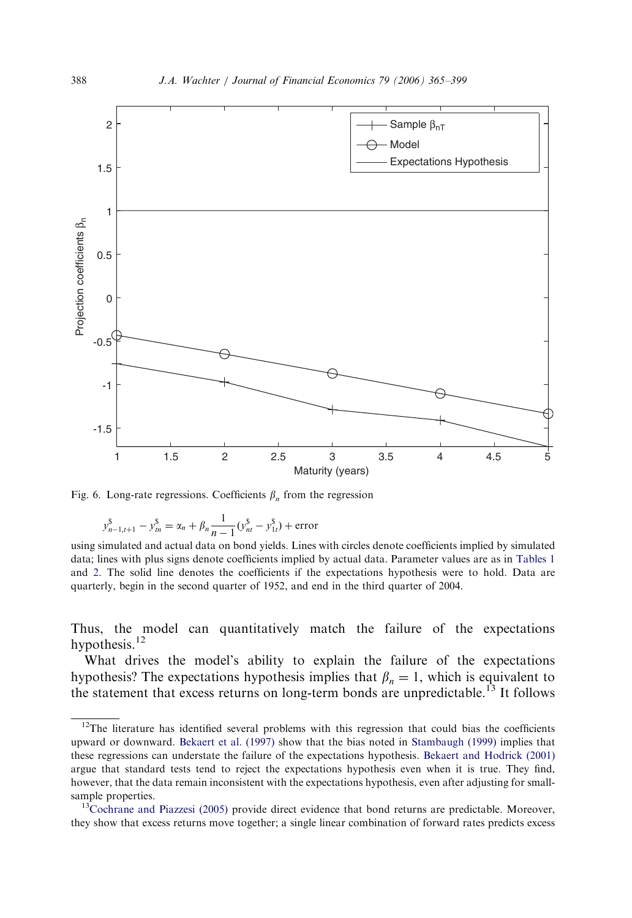Fig. 6. Long-rate regressions. Coefficients $\beta_n$ from the regression

$$y^{\$}_{n-1,t+1} - y^{\$}_{tn} = \alpha_n + \beta_n \frac{1}{n-1}(y^{\$}_{nt} - y^{\$}_{1t}) + \text{error}$$

using simulated and actual data on bond yields. Lines with circles denote coefficients implied by simulated data; lines with plus signs denote coefficients implied by actual data. Parameter values are as in Tables 1 and 2. The solid line denotes the coefficients if the expectations hypothesis were to hold. Data are quarterly, begin in the second quarter of 1952, and end in the third quarter of 2004.

Thus, the model can quantitatively match the failure of the expectations hypothesis.[12]

What drives the model's ability to explain the failure of the expectations hypothesis? The expectations hypothesis implies that $\beta_n = 1$, which is equivalent to the statement that excess returns on long-term bonds are unpredictable.[13] It follows

---

[12]The literature has identified several problems with this regression that could bias the coefficients upward or downward. Bekaert et al. (1997) show that the bias noted in Stambaugh (1999) implies that these regressions can understate the failure of the expectations hypothesis. Bekaert and Hodrick (2001) argue that standard tests tend to reject the expectations hypothesis even when it is true. They find, however, that the data remain inconsistent with the expectations hypothesis, even after adjusting for small-sample properties.

[13]Cochrane and Piazzesi (2005) provide direct evidence that bond returns are predictable. Moreover, they show that excess returns move together; a single linear combination of forward rates predicts excess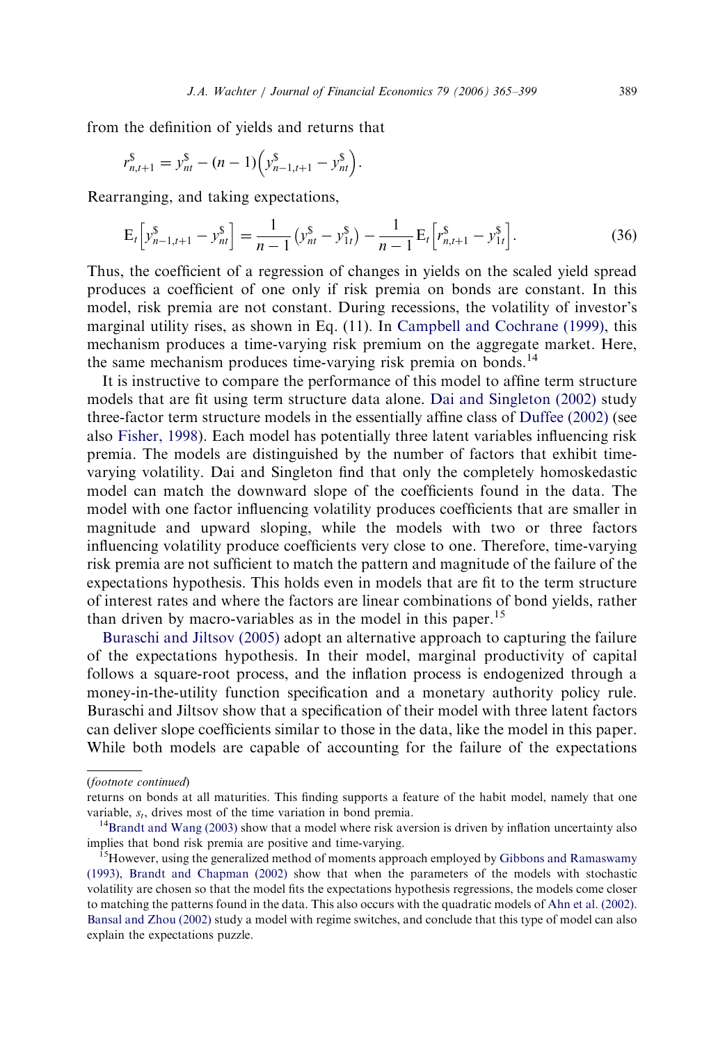from the definition of yields and returns that

$$r^{\$}_{n,t+1} = y^{\$}_{nt} - (n-1)\left(y^{\$}_{n-1,t+1} - y^{\$}_{nt}\right).$$

Rearranging, and taking expectations,

$$\mathrm{E}_t\left[y^{\$}_{n-1,t+1} - y^{\$}_{nt}\right] = \frac{1}{n-1}\left(y^{\$}_{nt} - y^{\$}_{1t}\right) - \frac{1}{n-1}\mathrm{E}_t\left[r^{\$}_{n,t+1} - y^{\$}_{1t}\right]. \tag{36}$$

Thus, the coefficient of a regression of changes in yields on the scaled yield spread produces a coefficient of one only if risk premia on bonds are constant. In this model, risk premia are not constant. During recessions, the volatility of investor's marginal utility rises, as shown in Eq. (11). In Campbell and Cochrane (1999), this mechanism produces a time-varying risk premium on the aggregate market. Here, the same mechanism produces time-varying risk premia on bonds.[14]

It is instructive to compare the performance of this model to affine term structure models that are fit using term structure data alone. Dai and Singleton (2002) study three-factor term structure models in the essentially affine class of Duffee (2002) (see also Fisher, 1998). Each model has potentially three latent variables influencing risk premia. The models are distinguished by the number of factors that exhibit time-varying volatility. Dai and Singleton find that only the completely homoskedastic model can match the downward slope of the coefficients found in the data. The model with one factor influencing volatility produces coefficients that are smaller in magnitude and upward sloping, while the models with two or three factors influencing volatility produce coefficients very close to one. Therefore, time-varying risk premia are not sufficient to match the pattern and magnitude of the failure of the expectations hypothesis. This holds even in models that are fit to the term structure of interest rates and where the factors are linear combinations of bond yields, rather than driven by macro-variables as in the model in this paper.[15]

Buraschi and Jiltsov (2005) adopt an alternative approach to capturing the failure of the expectations hypothesis. In their model, marginal productivity of capital follows a square-root process, and the inflation process is endogenized through a money-in-the-utility function specification and a monetary authority policy rule. Buraschi and Jiltsov show that a specification of their model with three latent factors can deliver slope coefficients similar to those in the data, like the model in this paper. While both models are capable of accounting for the failure of the expectations

(*footnote continued*)
returns on bonds at all maturities. This finding supports a feature of the habit model, namely that one variable, $s_t$, drives most of the time variation in bond premia.

[14] Brandt and Wang (2003) show that a model where risk aversion is driven by inflation uncertainty also implies that bond risk premia are positive and time-varying.

[15] However, using the generalized method of moments approach employed by Gibbons and Ramaswamy (1993), Brandt and Chapman (2002) show that when the parameters of the models with stochastic volatility are chosen so that the model fits the expectations hypothesis regressions, the models come closer to matching the patterns found in the data. This also occurs with the quadratic models of Ahn et al. (2002). Bansal and Zhou (2002) study a model with regime switches, and conclude that this type of model can also explain the expectations puzzle.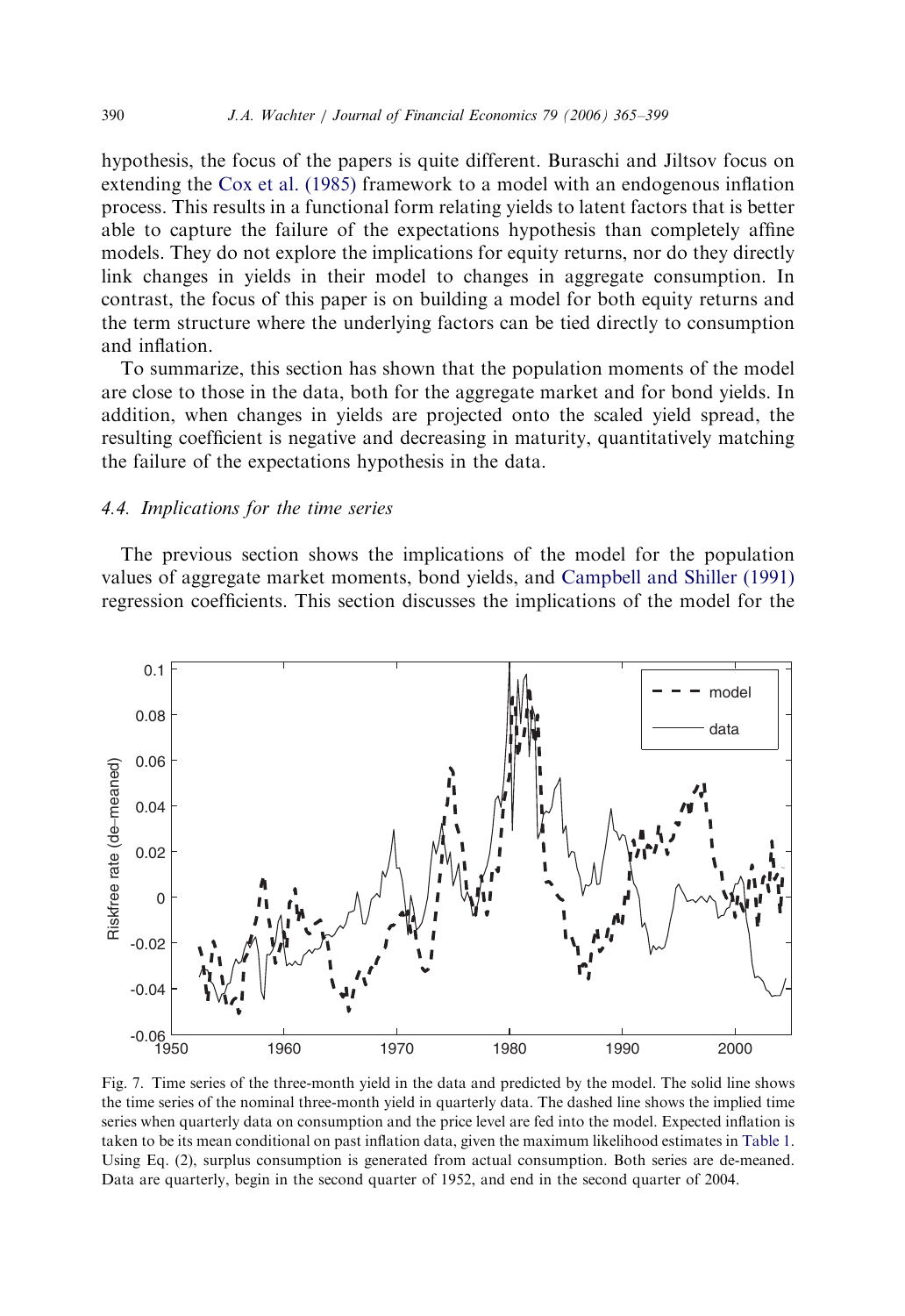hypothesis, the focus of the papers is quite different. Buraschi and Jiltsov focus on extending the Cox et al. (1985) framework to a model with an endogenous inflation process. This results in a functional form relating yields to latent factors that is better able to capture the failure of the expectations hypothesis than completely affine models. They do not explore the implications for equity returns, nor do they directly link changes in yields in their model to changes in aggregate consumption. In contrast, the focus of this paper is on building a model for both equity returns and the term structure where the underlying factors can be tied directly to consumption and inflation.

To summarize, this section has shown that the population moments of the model are close to those in the data, both for the aggregate market and for bond yields. In addition, when changes in yields are projected onto the scaled yield spread, the resulting coefficient is negative and decreasing in maturity, quantitatively matching the failure of the expectations hypothesis in the data.

### 4.4. *Implications for the time series*

The previous section shows the implications of the model for the population values of aggregate market moments, bond yields, and Campbell and Shiller (1991) regression coefficients. This section discusses the implications of the model for the

Fig. 7. Time series of the three-month yield in the data and predicted by the model. The solid line shows the time series of the nominal three-month yield in quarterly data. The dashed line shows the implied time series when quarterly data on consumption and the price level are fed into the model. Expected inflation is taken to be its mean conditional on past inflation data, given the maximum likelihood estimates in Table 1. Using Eq. (2), surplus consumption is generated from actual consumption. Both series are de-meaned. Data are quarterly, begin in the second quarter of 1952, and end in the second quarter of 2004.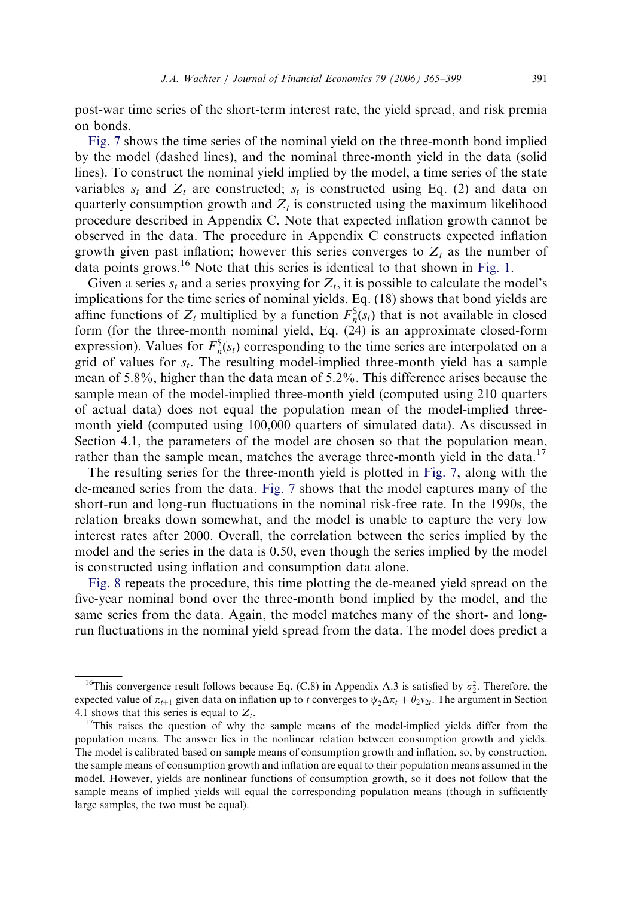post-war time series of the short-term interest rate, the yield spread, and risk premia on bonds.

Fig. 7 shows the time series of the nominal yield on the three-month bond implied by the model (dashed lines), and the nominal three-month yield in the data (solid lines). To construct the nominal yield implied by the model, a time series of the state variables $s_t$ and $Z_t$ are constructed; $s_t$ is constructed using Eq. (2) and data on quarterly consumption growth and $Z_t$ is constructed using the maximum likelihood procedure described in Appendix C. Note that expected inflation growth cannot be observed in the data. The procedure in Appendix C constructs expected inflation growth given past inflation; however this series converges to $Z_t$ as the number of data points grows.[16] Note that this series is identical to that shown in Fig. 1.

Given a series $s_t$ and a series proxying for $Z_t$, it is possible to calculate the model's implications for the time series of nominal yields. Eq. (18) shows that bond yields are affine functions of $Z_t$ multiplied by a function $F_n^{\$}(s_t)$ that is not available in closed form (for the three-month nominal yield, Eq. (24) is an approximate closed-form expression). Values for $F_n^{\$}(s_t)$ corresponding to the time series are interpolated on a grid of values for $s_t$. The resulting model-implied three-month yield has a sample mean of 5.8%, higher than the data mean of 5.2%. This difference arises because the sample mean of the model-implied three-month yield (computed using 210 quarters of actual data) does not equal the population mean of the model-implied three-month yield (computed using 100,000 quarters of simulated data). As discussed in Section 4.1, the parameters of the model are chosen so that the population mean, rather than the sample mean, matches the average three-month yield in the data.[17]

The resulting series for the three-month yield is plotted in Fig. 7, along with the de-meaned series from the data. Fig. 7 shows that the model captures many of the short-run and long-run fluctuations in the nominal risk-free rate. In the 1990s, the relation breaks down somewhat, and the model is unable to capture the very low interest rates after 2000. Overall, the correlation between the series implied by the model and the series in the data is 0.50, even though the series implied by the model is constructed using inflation and consumption data alone.

Fig. 8 repeats the procedure, this time plotting the de-meaned yield spread on the five-year nominal bond over the three-month bond implied by the model, and the same series from the data. Again, the model matches many of the short- and long-run fluctuations in the nominal yield spread from the data. The model does predict a

[16] This convergence result follows because Eq. (C.8) in Appendix A.3 is satisfied by $\sigma_2^2$. Therefore, the expected value of $\pi_{t+1}$ given data on inflation up to $t$ converges to $\psi_2 \Delta\pi_t + \theta_2 v_{2t}$. The argument in Section 4.1 shows that this series is equal to $Z_t$.

[17] This raises the question of why the sample means of the model-implied yields differ from the population means. The answer lies in the nonlinear relation between consumption growth and yields. The model is calibrated based on sample means of consumption growth and inflation, so, by construction, the sample means of consumption growth and inflation are equal to their population means assumed in the model. However, yields are nonlinear functions of consumption growth, so it does not follow that the sample means of implied yields will equal the corresponding population means (though in sufficiently large samples, the two must be equal).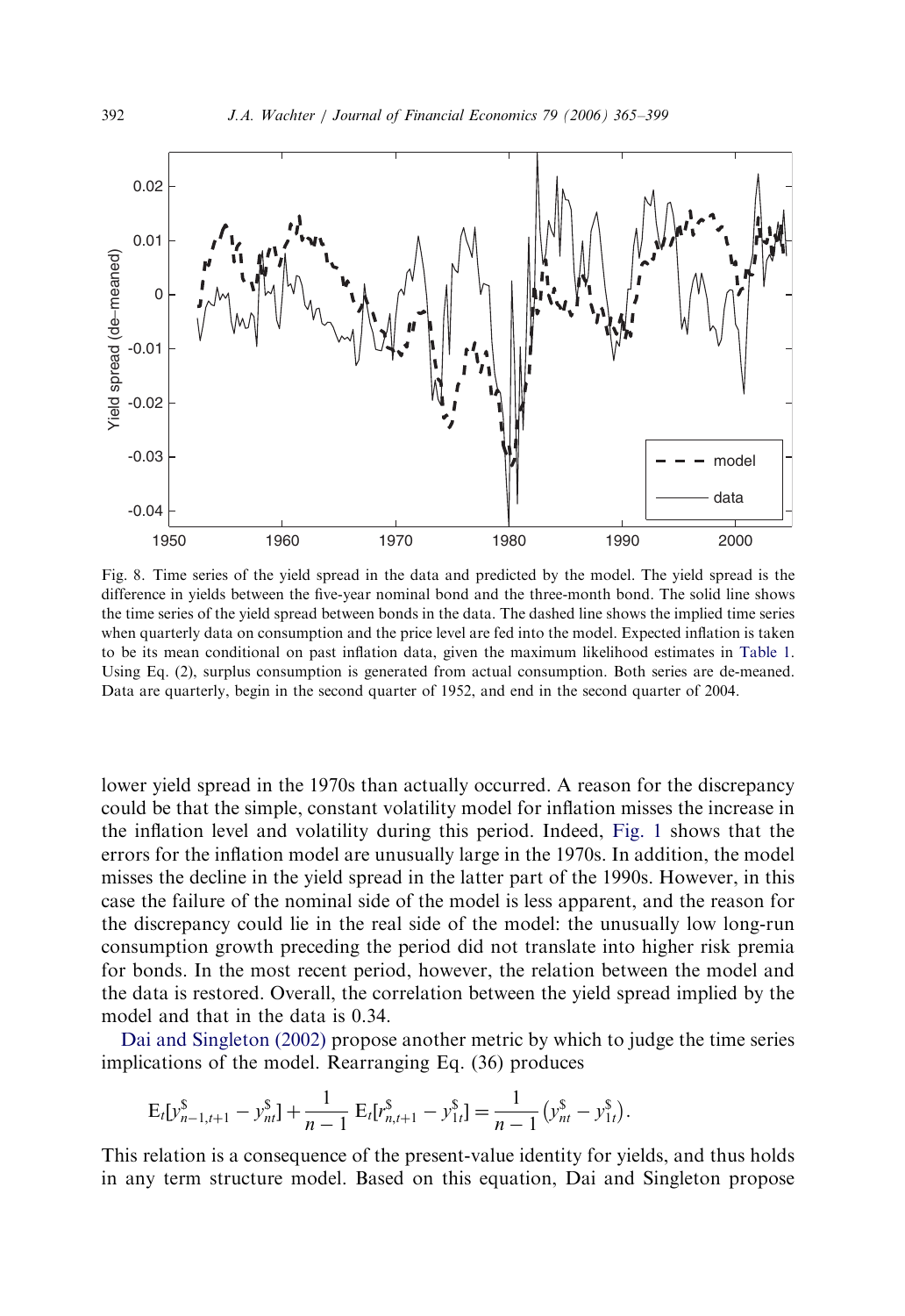Fig. 8. Time series of the yield spread in the data and predicted by the model. The yield spread is the difference in yields between the five-year nominal bond and the three-month bond. The solid line shows the time series of the yield spread between bonds in the data. The dashed line shows the implied time series when quarterly data on consumption and the price level are fed into the model. Expected inflation is taken to be its mean conditional on past inflation data, given the maximum likelihood estimates in Table 1. Using Eq. (2), surplus consumption is generated from actual consumption. Both series are de-meaned. Data are quarterly, begin in the second quarter of 1952, and end in the second quarter of 2004.

lower yield spread in the 1970s than actually occurred. A reason for the discrepancy could be that the simple, constant volatility model for inflation misses the increase in the inflation level and volatility during this period. Indeed, Fig. 1 shows that the errors for the inflation model are unusually large in the 1970s. In addition, the model misses the decline in the yield spread in the latter part of the 1990s. However, in this case the failure of the nominal side of the model is less apparent, and the reason for the discrepancy could lie in the real side of the model: the unusually low long-run consumption growth preceding the period did not translate into higher risk premia for bonds. In the most recent period, however, the relation between the model and the data is restored. Overall, the correlation between the yield spread implied by the model and that in the data is 0.34.

Dai and Singleton (2002) propose another metric by which to judge the time series implications of the model. Rearranging Eq. (36) produces

$$\mathrm{E}_t[y^{\$}_{n-1,t+1} - y^{\$}_{nt}] + \frac{1}{n-1}\,\mathrm{E}_t[r^{\$}_{n,t+1} - y^{\$}_{1t}] = \frac{1}{n-1}\left(y^{\$}_{nt} - y^{\$}_{1t}\right).$$

This relation is a consequence of the present-value identity for yields, and thus holds in any term structure model. Based on this equation, Dai and Singleton propose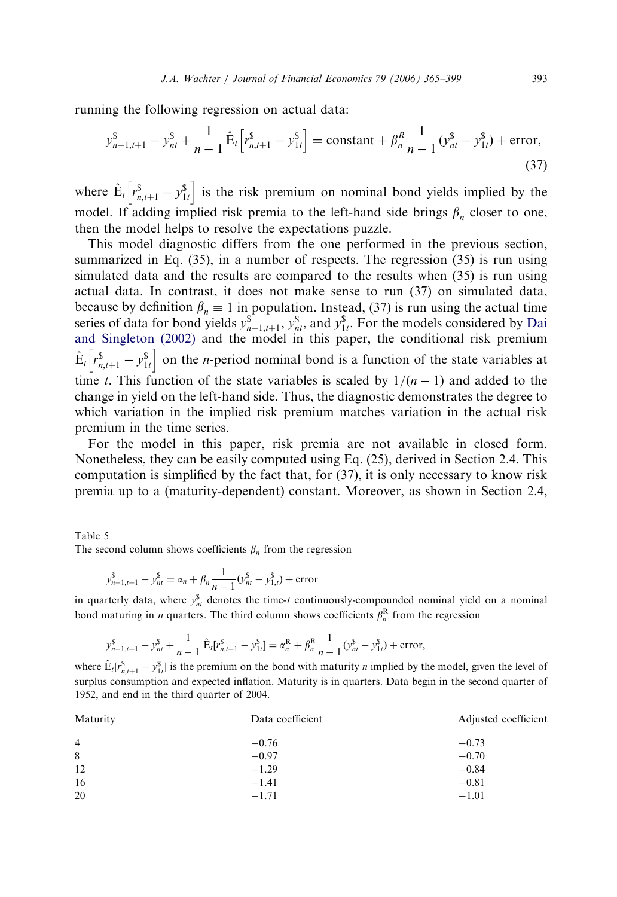running the following regression on actual data:

$$y^{\$}_{n-1,t+1} - y^{\$}_{nt} + \frac{1}{n-1}\hat{\mathrm{E}}_t\left[r^{\$}_{n,t+1} - y^{\$}_{1t}\right] = \text{constant} + \beta^R_n \frac{1}{n-1}(y^{\$}_{nt} - y^{\$}_{1t}) + \text{error}, \tag{37}$$

where $\hat{\mathrm{E}}_t\left[r^{\$}_{n,t+1} - y^{\$}_{1t}\right]$ is the risk premium on nominal bond yields implied by the model. If adding implied risk premia to the left-hand side brings $\beta_n$ closer to one, then the model helps to resolve the expectations puzzle.

This model diagnostic differs from the one performed in the previous section, summarized in Eq. (35), in a number of respects. The regression (35) is run using simulated data and the results are compared to the results when (35) is run using actual data. In contrast, it does not make sense to run (37) on simulated data, because by definition $\beta_n \equiv 1$ in population. Instead, (37) is run using the actual time series of data for bond yields $y^{\$}_{n-1,t+1}$, $y^{\$}_{nt}$, and $y^{\$}_{1t}$. For the models considered by Dai and Singleton (2002) and the model in this paper, the conditional risk premium $\hat{\mathrm{E}}_t\left[r^{\$}_{n,t+1} - y^{\$}_{1t}\right]$ on the $n$-period nominal bond is a function of the state variables at time $t$. This function of the state variables is scaled by $1/(n-1)$ and added to the change in yield on the left-hand side. Thus, the diagnostic demonstrates the degree to which variation in the implied risk premium matches variation in the actual risk premium in the time series.

For the model in this paper, risk premia are not available in closed form. Nonetheless, they can be easily computed using Eq. (25), derived in Section 2.4. This computation is simplified by the fact that, for (37), it is only necessary to know risk premia up to a (maturity-dependent) constant. Moreover, as shown in Section 2.4,

Table 5
The second column shows coefficients $\beta_n$ from the regression

$$y^{\$}_{n-1,t+1} - y^{\$}_{nt} = \alpha_n + \beta_n \frac{1}{n-1}(y^{\$}_{nt} - y^{\$}_{1,t}) + \text{error}$$

in quarterly data, where $y^{\$}_{nt}$ denotes the time-$t$ continuously-compounded nominal yield on a nominal bond maturing in $n$ quarters. The third column shows coefficients $\beta^{\mathrm{R}}_n$ from the regression

$$y^{\$}_{n-1,t+1} - y^{\$}_{nt} + \frac{1}{n-1}\hat{\mathrm{E}}_t[r^{\$}_{n,t+1} - y^{\$}_{1t}] = \alpha^{\mathrm{R}}_n + \beta^{\mathrm{R}}_n \frac{1}{n-1}(y^{\$}_{nt} - y^{\$}_{1t}) + \text{error},$$

where $\hat{\mathrm{E}}_t[r^{\$}_{n,t+1} - y^{\$}_{1t}]$ is the premium on the bond with maturity $n$ implied by the model, given the level of surplus consumption and expected inflation. Maturity is in quarters. Data begin in the second quarter of 1952, and end in the third quarter of 2004.

| Maturity | Data coefficient | Adjusted coefficient |
|---|---|---|
| 4 | −0.76 | −0.73 |
| 8 | −0.97 | −0.70 |
| 12 | −1.29 | −0.84 |
| 16 | −1.41 | −0.81 |
| 20 | −1.71 | −1.01 |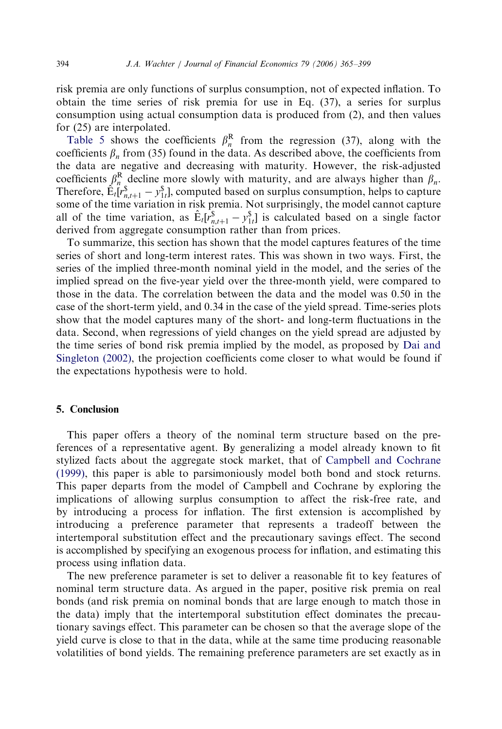risk premia are only functions of surplus consumption, not of expected inflation. To obtain the time series of risk premia for use in Eq. (37), a series for surplus consumption using actual consumption data is produced from (2), and then values for (25) are interpolated.

Table 5 shows the coefficients $\beta_n^{\mathrm{R}}$ from the regression (37), along with the coefficients $\beta_n$ from (35) found in the data. As described above, the coefficients from the data are negative and decreasing with maturity. However, the risk-adjusted coefficients $\beta_n^{\mathrm{R}}$ decline more slowly with maturity, and are always higher than $\beta_n$. Therefore, $\hat{\mathrm{E}}_t[r_{n,t+1}^{\$} - y_{1t}^{\$}]$, computed based on surplus consumption, helps to capture some of the time variation in risk premia. Not surprisingly, the model cannot capture all of the time variation, as $\hat{\mathrm{E}}_t[r_{n,t+1}^{\$} - y_{1t}^{\$}]$ is calculated based on a single factor derived from aggregate consumption rather than from prices.

To summarize, this section has shown that the model captures features of the time series of short and long-term interest rates. This was shown in two ways. First, the series of the implied three-month nominal yield in the model, and the series of the implied spread on the five-year yield over the three-month yield, were compared to those in the data. The correlation between the data and the model was 0.50 in the case of the short-term yield, and 0.34 in the case of the yield spread. Time-series plots show that the model captures many of the short- and long-term fluctuations in the data. Second, when regressions of yield changes on the yield spread are adjusted by the time series of bond risk premia implied by the model, as proposed by Dai and Singleton (2002), the projection coefficients come closer to what would be found if the expectations hypothesis were to hold.

## 5. Conclusion

This paper offers a theory of the nominal term structure based on the preferences of a representative agent. By generalizing a model already known to fit stylized facts about the aggregate stock market, that of Campbell and Cochrane (1999), this paper is able to parsimoniously model both bond and stock returns. This paper departs from the model of Campbell and Cochrane by exploring the implications of allowing surplus consumption to affect the risk-free rate, and by introducing a process for inflation. The first extension is accomplished by introducing a preference parameter that represents a tradeoff between the intertemporal substitution effect and the precautionary savings effect. The second is accomplished by specifying an exogenous process for inflation, and estimating this process using inflation data.

The new preference parameter is set to deliver a reasonable fit to key features of nominal term structure data. As argued in the paper, positive risk premia on real bonds (and risk premia on nominal bonds that are large enough to match those in the data) imply that the intertemporal substitution effect dominates the precautionary savings effect. This parameter can be chosen so that the average slope of the yield curve is close to that in the data, while at the same time producing reasonable volatilities of bond yields. The remaining preference parameters are set exactly as in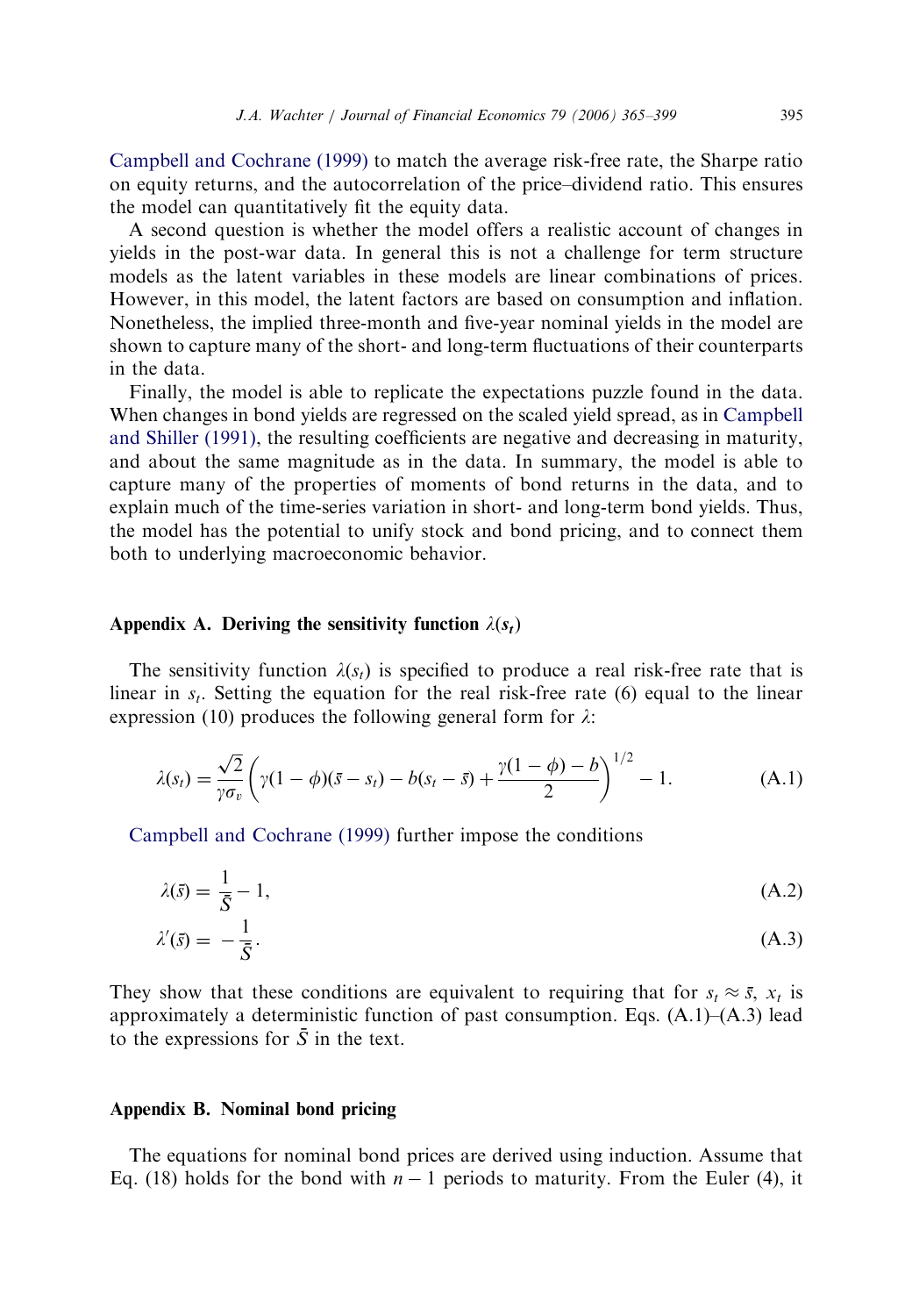Campbell and Cochrane (1999) to match the average risk-free rate, the Sharpe ratio on equity returns, and the autocorrelation of the price–dividend ratio. This ensures the model can quantitatively fit the equity data.

A second question is whether the model offers a realistic account of changes in yields in the post-war data. In general this is not a challenge for term structure models as the latent variables in these models are linear combinations of prices. However, in this model, the latent factors are based on consumption and inflation. Nonetheless, the implied three-month and five-year nominal yields in the model are shown to capture many of the short- and long-term fluctuations of their counterparts in the data.

Finally, the model is able to replicate the expectations puzzle found in the data. When changes in bond yields are regressed on the scaled yield spread, as in Campbell and Shiller (1991), the resulting coefficients are negative and decreasing in maturity, and about the same magnitude as in the data. In summary, the model is able to capture many of the properties of moments of bond returns in the data, and to explain much of the time-series variation in short- and long-term bond yields. Thus, the model has the potential to unify stock and bond pricing, and to connect them both to underlying macroeconomic behavior.

## Appendix A. Deriving the sensitivity function $\lambda(s_t)$

The sensitivity function $\lambda(s_t)$ is specified to produce a real risk-free rate that is linear in $s_t$. Setting the equation for the real risk-free rate (6) equal to the linear expression (10) produces the following general form for $\lambda$:

$$\lambda(s_t) = \frac{\sqrt{2}}{\gamma \sigma_v} \left( \gamma(1-\phi)(\bar{s} - s_t) - b(s_t - \bar{s}) + \frac{\gamma(1-\phi) - b}{2} \right)^{1/2} - 1. \tag{A.1}$$

Campbell and Cochrane (1999) further impose the conditions

$$\lambda(\bar{s}) = \frac{1}{\bar{S}} - 1, \tag{A.2}$$

$$\lambda'(\bar{s}) = -\frac{1}{\bar{S}}. \tag{A.3}$$

They show that these conditions are equivalent to requiring that for $s_t \approx \bar{s}$, $x_t$ is approximately a deterministic function of past consumption. Eqs. (A.1)–(A.3) lead to the expressions for $\bar{S}$ in the text.

## Appendix B. Nominal bond pricing

The equations for nominal bond prices are derived using induction. Assume that Eq. (18) holds for the bond with $n-1$ periods to maturity. From the Euler (4), it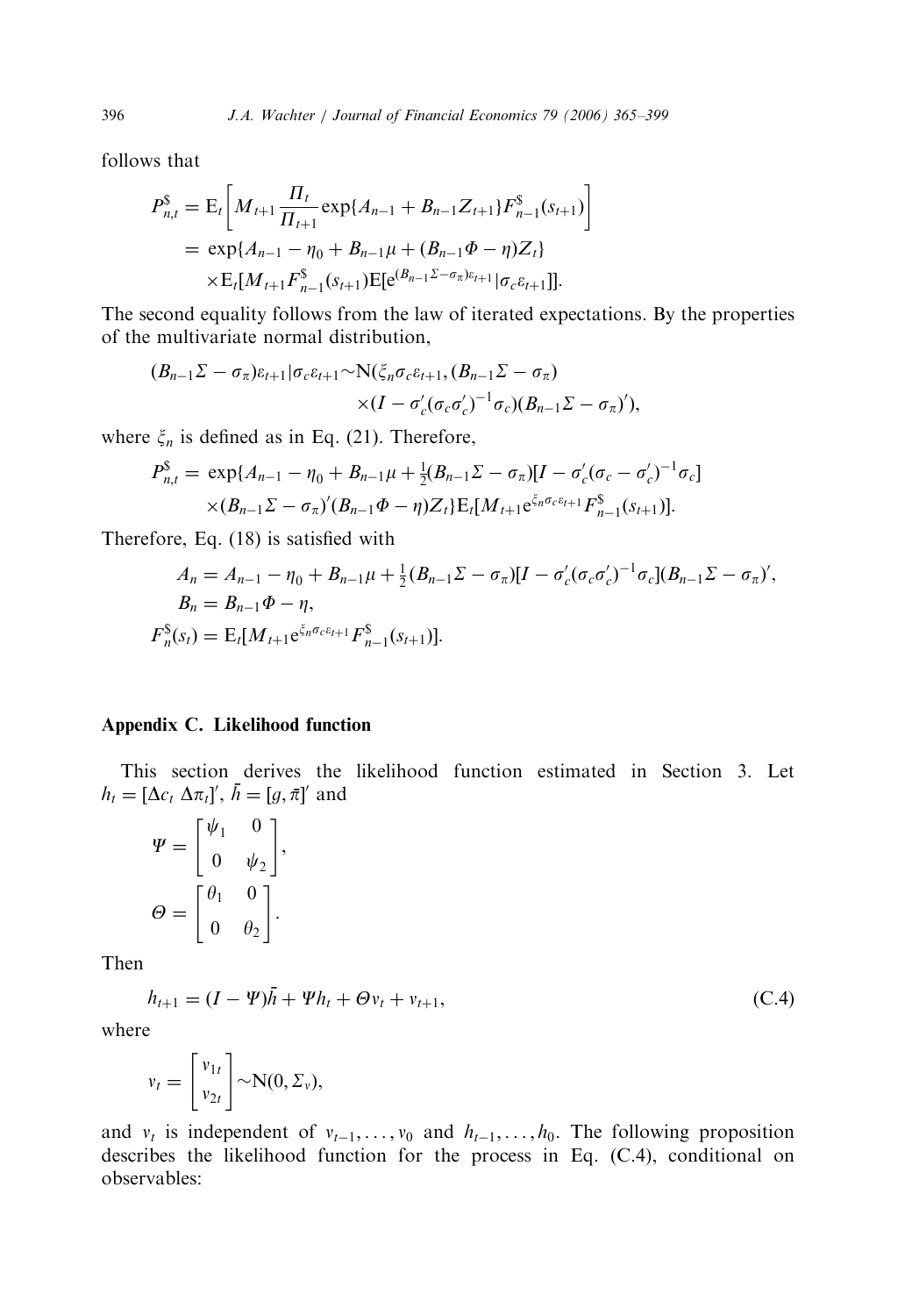follows that

$$
\begin{aligned}
P^{\$}_{n,t} &= \mathrm{E}_t\left[M_{t+1}\frac{\Pi_t}{\Pi_{t+1}}\exp\{A_{n-1}+B_{n-1}Z_{t+1}\}F^{\$}_{n-1}(s_{t+1})\right] \\
&= \exp\{A_{n-1}-\eta_0+B_{n-1}\mu+(B_{n-1}\Phi-\eta)Z_t\} \\
&\quad\times \mathrm{E}_t[M_{t+1}F^{\$}_{n-1}(s_{t+1})\mathrm{E}[\mathrm{e}^{(B_{n-1}\Sigma-\sigma_\pi)\varepsilon_{t+1}}|\sigma_c\varepsilon_{t+1}]].
\end{aligned}
$$

The second equality follows from the law of iterated expectations. By the properties of the multivariate normal distribution,

$$
\begin{aligned}
(B_{n-1}\Sigma-\sigma_\pi)\varepsilon_{t+1}|\sigma_c\varepsilon_{t+1} \sim \mathrm{N}(&\xi_n\sigma_c\varepsilon_{t+1},(B_{n-1}\Sigma-\sigma_\pi) \\
&\times(I-\sigma_c'(\sigma_c\sigma_c')^{-1}\sigma_c)(B_{n-1}\Sigma-\sigma_\pi)'),
\end{aligned}
$$

where $\xi_n$ is defined as in Eq. (21). Therefore,

$$
\begin{aligned}
P^{\$}_{n,t} = &\exp\{A_{n-1}-\eta_0+B_{n-1}\mu+\tfrac{1}{2}(B_{n-1}\Sigma-\sigma_\pi)[I-\sigma_c'(\sigma_c-\sigma_c')^{-1}\sigma_c] \\
&\times(B_{n-1}\Sigma-\sigma_\pi)'(B_{n-1}\Phi-\eta)Z_t\}\mathrm{E}_t[M_{t+1}\mathrm{e}^{\xi_n\sigma_c\varepsilon_{t+1}}F^{\$}_{n-1}(s_{t+1})].
\end{aligned}
$$

Therefore, Eq. (18) is satisfied with

$$
\begin{aligned}
A_n &= A_{n-1}-\eta_0+B_{n-1}\mu+\tfrac{1}{2}(B_{n-1}\Sigma-\sigma_\pi)[I-\sigma_c'(\sigma_c\sigma_c')^{-1}\sigma_c](B_{n-1}\Sigma-\sigma_\pi)', \\
B_n &= B_{n-1}\Phi-\eta, \\
F^{\$}_n(s_t) &= \mathrm{E}_t[M_{t+1}\mathrm{e}^{\xi_n\sigma_c\varepsilon_{t+1}}F^{\$}_{n-1}(s_{t+1})].
\end{aligned}
$$

## Appendix C. Likelihood function

This section derives the likelihood function estimated in Section 3. Let $h_t=[\Delta c_t\ \Delta\pi_t]'$, $\bar{h}=[g,\bar{\pi}]'$ and

$$
\Psi=\begin{bmatrix}\psi_1 & 0\\ 0 & \psi_2\end{bmatrix},
\qquad
\Theta=\begin{bmatrix}\theta_1 & 0\\ 0 & \theta_2\end{bmatrix}.
$$

Then

$$
h_{t+1}=(I-\Psi)\bar{h}+\Psi h_t+\Theta v_t+v_{t+1}, \tag{C.4}
$$

where

$$
v_t=\begin{bmatrix}v_{1t}\\ v_{2t}\end{bmatrix}\sim\mathrm{N}(0,\Sigma_v),
$$

and $v_t$ is independent of $v_{t-1},\ldots,v_0$ and $h_{t-1},\ldots,h_0$. The following proposition describes the likelihood function for the process in Eq. (C.4), conditional on observables: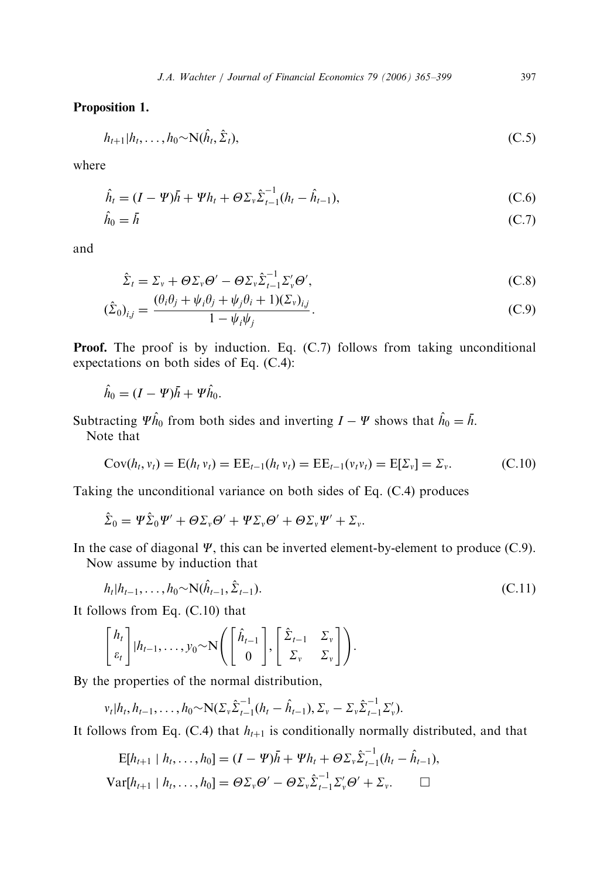**Proposition 1.**

$$h_{t+1}|h_t, \ldots, h_0 \sim \mathrm{N}(\hat{h}_t, \hat{\Sigma}_t), \tag{C.5}$$

where

$$\hat{h}_t = (I - \Psi)\bar{h} + \Psi h_t + \Theta \Sigma_v \hat{\Sigma}_{t-1}^{-1}(h_t - \hat{h}_{t-1}), \tag{C.6}$$

$$\hat{h}_0 = \bar{h} \tag{C.7}$$

and

$$\hat{\Sigma}_t = \Sigma_v + \Theta \Sigma_v \Theta' - \Theta \Sigma_v \hat{\Sigma}_{t-1}^{-1} \Sigma_v' \Theta', \tag{C.8}$$

$$(\hat{\Sigma}_0)_{i,j} = \frac{(\theta_i \theta_j + \psi_i \theta_j + \psi_j \theta_i + 1)(\Sigma_v)_{i,j}}{1 - \psi_i \psi_j}. \tag{C.9}$$

**Proof.** The proof is by induction. Eq. (C.7) follows from taking unconditional expectations on both sides of Eq. (C.4):

$$\hat{h}_0 = (I - \Psi)\bar{h} + \Psi \hat{h}_0.$$

Subtracting $\Psi \hat{h}_0$ from both sides and inverting $I - \Psi$ shows that $\hat{h}_0 = \bar{h}$.

Note that

$$\mathrm{Cov}(h_t, v_t) = \mathrm{E}(h_t\, v_t) = \mathrm{E}\mathrm{E}_{t-1}(h_t\, v_t) = \mathrm{E}\mathrm{E}_{t-1}(v_t v_t) = \mathrm{E}[\Sigma_v] = \Sigma_v. \tag{C.10}$$

Taking the unconditional variance on both sides of Eq. (C.4) produces

$$\hat{\Sigma}_0 = \Psi \hat{\Sigma}_0 \Psi' + \Theta \Sigma_v \Theta' + \Psi \Sigma_v \Theta' + \Theta \Sigma_v \Psi' + \Sigma_v.$$

In the case of diagonal $\Psi$, this can be inverted element-by-element to produce (C.9).

Now assume by induction that

$$h_t|h_{t-1}, \ldots, h_0 \sim \mathrm{N}(\hat{h}_{t-1}, \hat{\Sigma}_{t-1}). \tag{C.11}$$

It follows from Eq. (C.10) that

$$\begin{bmatrix} h_t \\ \varepsilon_t \end{bmatrix} | h_{t-1}, \ldots, y_0 \sim \mathrm{N}\left( \begin{bmatrix} \hat{h}_{t-1} \\ 0 \end{bmatrix}, \begin{bmatrix} \hat{\Sigma}_{t-1} & \Sigma_v \\ \Sigma_v & \Sigma_v \end{bmatrix} \right).$$

By the properties of the normal distribution,

$$v_t | h_t, h_{t-1}, \ldots, h_0 \sim \mathrm{N}(\Sigma_v \hat{\Sigma}_{t-1}^{-1}(h_t - \hat{h}_{t-1}), \Sigma_v - \Sigma_v \hat{\Sigma}_{t-1}^{-1} \Sigma_v').$$

It follows from Eq. (C.4) that $h_{t+1}$ is conditionally normally distributed, and that

$$\mathrm{E}[h_{t+1} \mid h_t, \ldots, h_0] = (I - \Psi)\bar{h} + \Psi h_t + \Theta \Sigma_v \hat{\Sigma}_{t-1}^{-1}(h_t - \hat{h}_{t-1}),$$

$$\mathrm{Var}[h_{t+1} \mid h_t, \ldots, h_0] = \Theta \Sigma_v \Theta' - \Theta \Sigma_v \hat{\Sigma}_{t-1}^{-1} \Sigma_v' \Theta' + \Sigma_v. \qquad \square$$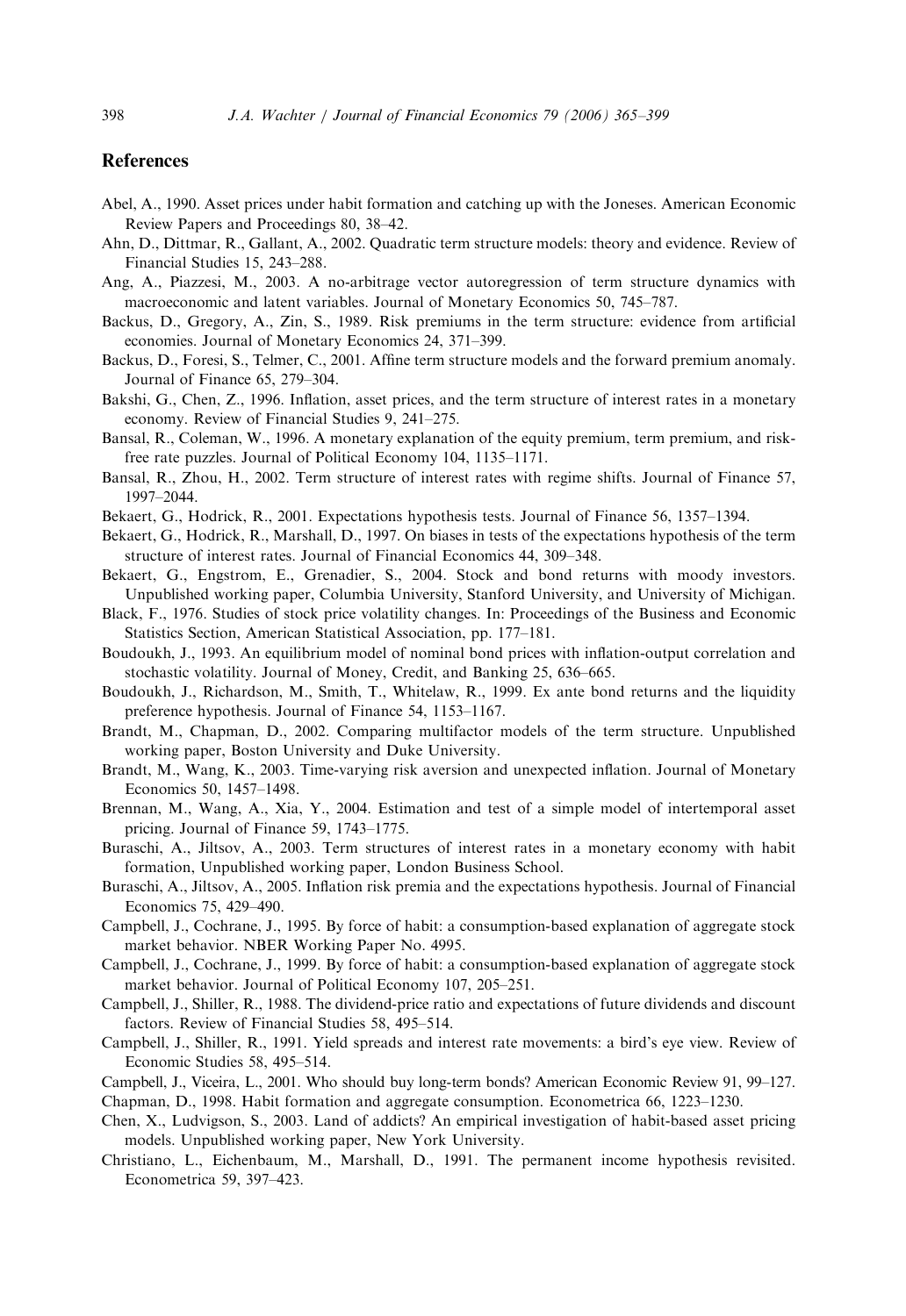## References

Abel, A., 1990. Asset prices under habit formation and catching up with the Joneses. American Economic Review Papers and Proceedings 80, 38–42.

Ahn, D., Dittmar, R., Gallant, A., 2002. Quadratic term structure models: theory and evidence. Review of Financial Studies 15, 243–288.

Ang, A., Piazzesi, M., 2003. A no-arbitrage vector autoregression of term structure dynamics with macroeconomic and latent variables. Journal of Monetary Economics 50, 745–787.

Backus, D., Gregory, A., Zin, S., 1989. Risk premiums in the term structure: evidence from artificial economies. Journal of Monetary Economics 24, 371–399.

Backus, D., Foresi, S., Telmer, C., 2001. Affine term structure models and the forward premium anomaly. Journal of Finance 65, 279–304.

Bakshi, G., Chen, Z., 1996. Inflation, asset prices, and the term structure of interest rates in a monetary economy. Review of Financial Studies 9, 241–275.

Bansal, R., Coleman, W., 1996. A monetary explanation of the equity premium, term premium, and risk-free rate puzzles. Journal of Political Economy 104, 1135–1171.

Bansal, R., Zhou, H., 2002. Term structure of interest rates with regime shifts. Journal of Finance 57, 1997–2044.

Bekaert, G., Hodrick, R., 2001. Expectations hypothesis tests. Journal of Finance 56, 1357–1394.

Bekaert, G., Hodrick, R., Marshall, D., 1997. On biases in tests of the expectations hypothesis of the term structure of interest rates. Journal of Financial Economics 44, 309–348.

Bekaert, G., Engstrom, E., Grenadier, S., 2004. Stock and bond returns with moody investors. Unpublished working paper, Columbia University, Stanford University, and University of Michigan.

Black, F., 1976. Studies of stock price volatility changes. In: Proceedings of the Business and Economic Statistics Section, American Statistical Association, pp. 177–181.

Boudoukh, J., 1993. An equilibrium model of nominal bond prices with inflation-output correlation and stochastic volatility. Journal of Money, Credit, and Banking 25, 636–665.

Boudoukh, J., Richardson, M., Smith, T., Whitelaw, R., 1999. Ex ante bond returns and the liquidity preference hypothesis. Journal of Finance 54, 1153–1167.

Brandt, M., Chapman, D., 2002. Comparing multifactor models of the term structure. Unpublished working paper, Boston University and Duke University.

Brandt, M., Wang, K., 2003. Time-varying risk aversion and unexpected inflation. Journal of Monetary Economics 50, 1457–1498.

Brennan, M., Wang, A., Xia, Y., 2004. Estimation and test of a simple model of intertemporal asset pricing. Journal of Finance 59, 1743–1775.

Buraschi, A., Jiltsov, A., 2003. Term structures of interest rates in a monetary economy with habit formation, Unpublished working paper, London Business School.

Buraschi, A., Jiltsov, A., 2005. Inflation risk premia and the expectations hypothesis. Journal of Financial Economics 75, 429–490.

Campbell, J., Cochrane, J., 1995. By force of habit: a consumption-based explanation of aggregate stock market behavior. NBER Working Paper No. 4995.

Campbell, J., Cochrane, J., 1999. By force of habit: a consumption-based explanation of aggregate stock market behavior. Journal of Political Economy 107, 205–251.

Campbell, J., Shiller, R., 1988. The dividend-price ratio and expectations of future dividends and discount factors. Review of Financial Studies 58, 495–514.

Campbell, J., Shiller, R., 1991. Yield spreads and interest rate movements: a bird's eye view. Review of Economic Studies 58, 495–514.

Campbell, J., Viceira, L., 2001. Who should buy long-term bonds? American Economic Review 91, 99–127.

Chapman, D., 1998. Habit formation and aggregate consumption. Econometrica 66, 1223–1230.

Chen, X., Ludvigson, S., 2003. Land of addicts? An empirical investigation of habit-based asset pricing models. Unpublished working paper, New York University.

Christiano, L., Eichenbaum, M., Marshall, D., 1991. The permanent income hypothesis revisited. Econometrica 59, 397–423.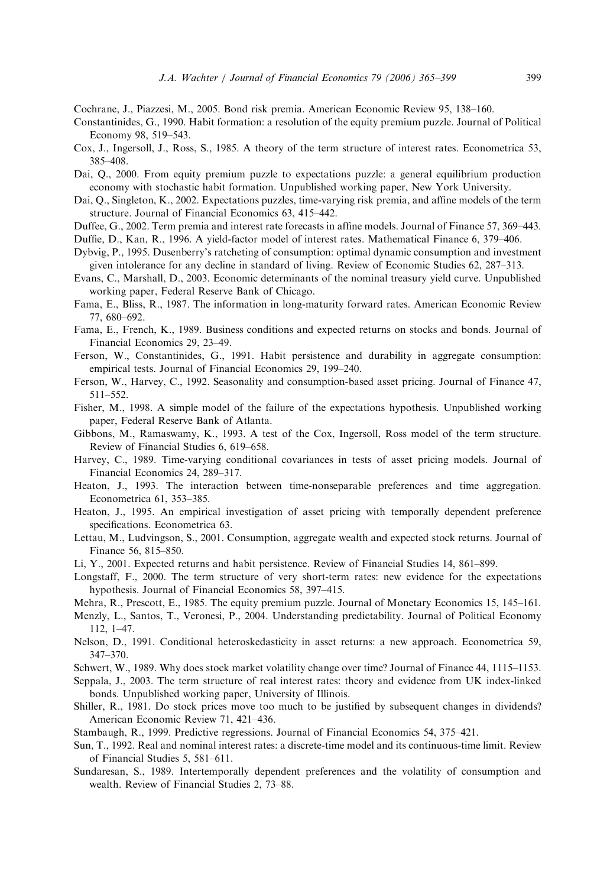Cochrane, J., Piazzesi, M., 2005. Bond risk premia. American Economic Review 95, 138–160.

Constantinides, G., 1990. Habit formation: a resolution of the equity premium puzzle. Journal of Political Economy 98, 519–543.

Cox, J., Ingersoll, J., Ross, S., 1985. A theory of the term structure of interest rates. Econometrica 53, 385–408.

Dai, Q., 2000. From equity premium puzzle to expectations puzzle: a general equilibrium production economy with stochastic habit formation. Unpublished working paper, New York University.

Dai, Q., Singleton, K., 2002. Expectations puzzles, time-varying risk premia, and affine models of the term structure. Journal of Financial Economics 63, 415–442.

Duffee, G., 2002. Term premia and interest rate forecasts in affine models. Journal of Finance 57, 369–443.

Duffie, D., Kan, R., 1996. A yield-factor model of interest rates. Mathematical Finance 6, 379–406.

Dybvig, P., 1995. Dusenberry's ratcheting of consumption: optimal dynamic consumption and investment given intolerance for any decline in standard of living. Review of Economic Studies 62, 287–313.

Evans, C., Marshall, D., 2003. Economic determinants of the nominal treasury yield curve. Unpublished working paper, Federal Reserve Bank of Chicago.

Fama, E., Bliss, R., 1987. The information in long-maturity forward rates. American Economic Review 77, 680–692.

Fama, E., French, K., 1989. Business conditions and expected returns on stocks and bonds. Journal of Financial Economics 29, 23–49.

Ferson, W., Constantinides, G., 1991. Habit persistence and durability in aggregate consumption: empirical tests. Journal of Financial Economics 29, 199–240.

Ferson, W., Harvey, C., 1992. Seasonality and consumption-based asset pricing. Journal of Finance 47, 511–552.

Fisher, M., 1998. A simple model of the failure of the expectations hypothesis. Unpublished working paper, Federal Reserve Bank of Atlanta.

Gibbons, M., Ramaswamy, K., 1993. A test of the Cox, Ingersoll, Ross model of the term structure. Review of Financial Studies 6, 619–658.

Harvey, C., 1989. Time-varying conditional covariances in tests of asset pricing models. Journal of Financial Economics 24, 289–317.

Heaton, J., 1993. The interaction between time-nonseparable preferences and time aggregation. Econometrica 61, 353–385.

Heaton, J., 1995. An empirical investigation of asset pricing with temporally dependent preference specifications. Econometrica 63.

Lettau, M., Ludvingson, S., 2001. Consumption, aggregate wealth and expected stock returns. Journal of Finance 56, 815–850.

Li, Y., 2001. Expected returns and habit persistence. Review of Financial Studies 14, 861–899.

Longstaff, F., 2000. The term structure of very short-term rates: new evidence for the expectations hypothesis. Journal of Financial Economics 58, 397–415.

Mehra, R., Prescott, E., 1985. The equity premium puzzle. Journal of Monetary Economics 15, 145–161.

Menzly, L., Santos, T., Veronesi, P., 2004. Understanding predictability. Journal of Political Economy 112, 1–47.

Nelson, D., 1991. Conditional heteroskedasticity in asset returns: a new approach. Econometrica 59, 347–370.

Schwert, W., 1989. Why does stock market volatility change over time? Journal of Finance 44, 1115–1153.

Seppala, J., 2003. The term structure of real interest rates: theory and evidence from UK index-linked bonds. Unpublished working paper, University of Illinois.

Shiller, R., 1981. Do stock prices move too much to be justified by subsequent changes in dividends? American Economic Review 71, 421–436.

Stambaugh, R., 1999. Predictive regressions. Journal of Financial Economics 54, 375–421.

Sun, T., 1992. Real and nominal interest rates: a discrete-time model and its continuous-time limit. Review of Financial Studies 5, 581–611.

Sundaresan, S., 1989. Intertemporally dependent preferences and the volatility of consumption and wealth. Review of Financial Studies 2, 73–88.